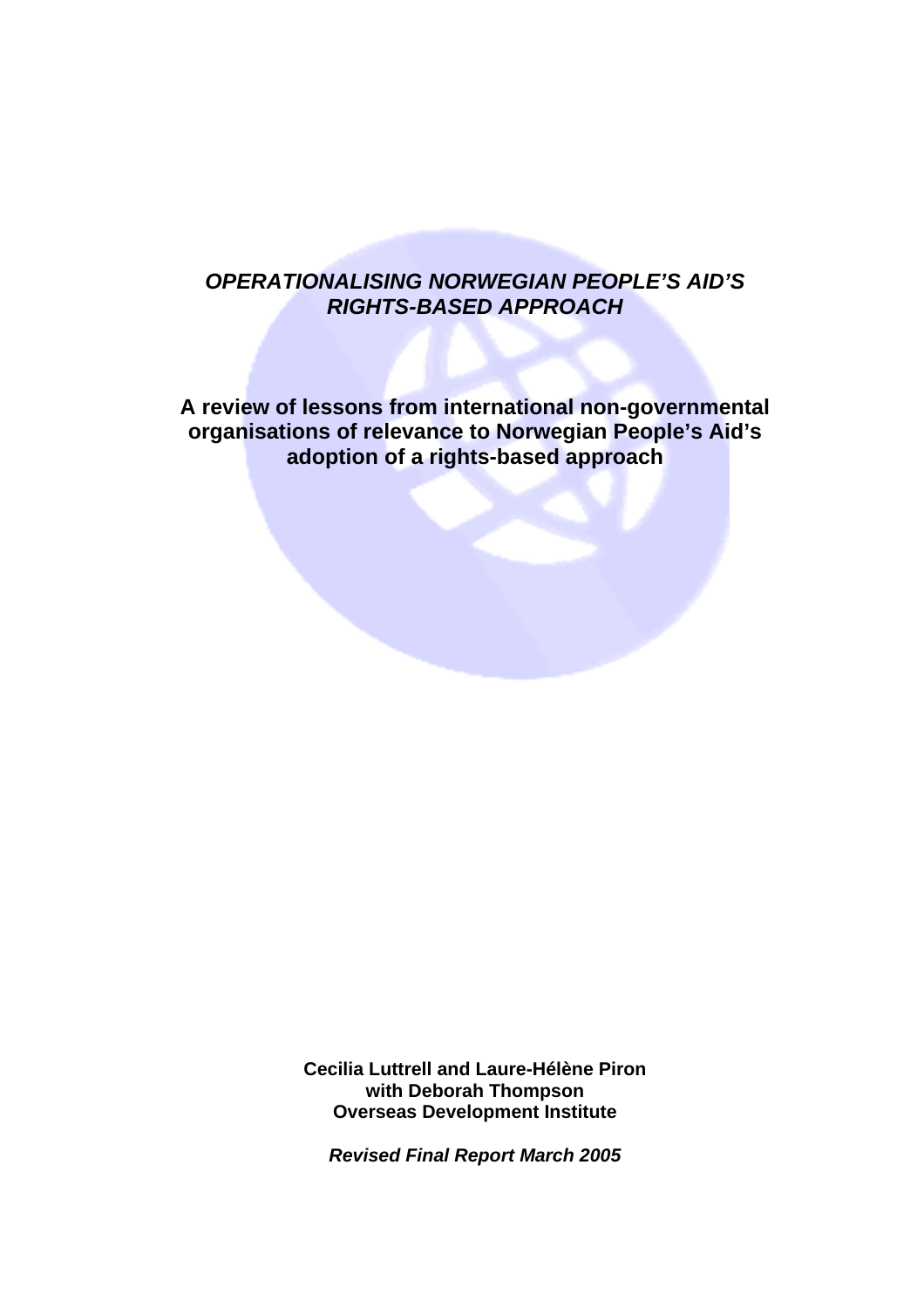# *OPERATIONALISING NORWEGIAN PEOPLE'S AID'S RIGHTS-BASED APPROACH*

## A review of lessons from international non-governmental organisations of relevance to Norwegian People's Aid's adoption of a rights-based approach

**Cecilia Luttrell and Laure-Hélène Piron**
**with Deborah Thompson**
**Overseas Development Institute**

***Revised Final Report March 2005***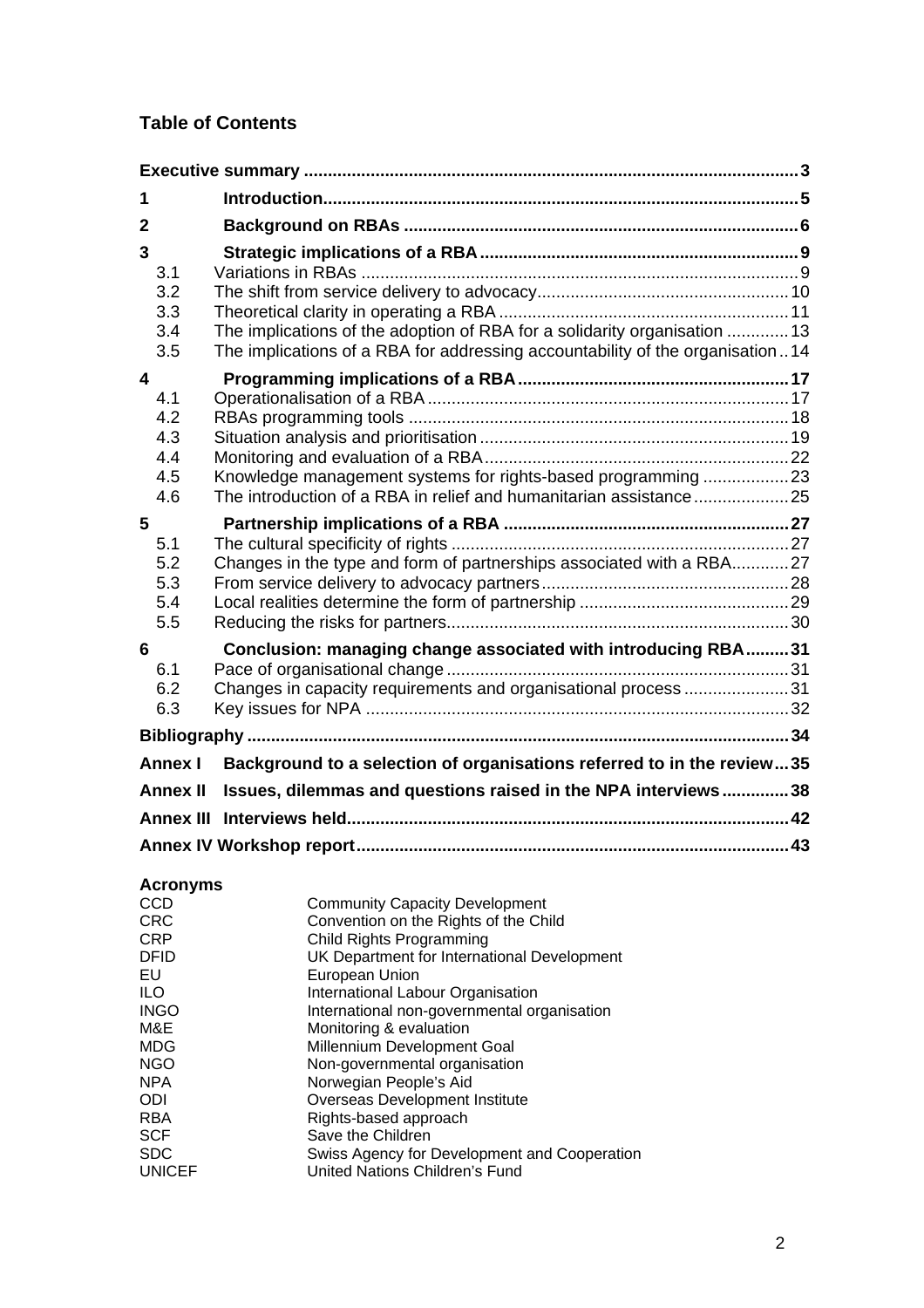## Table of Contents

| | | |
|---|---|---|
| **Executive summary** | | **3** |
| **1** | **Introduction** | **5** |
| **2** | **Background on RBAs** | **6** |
| **3** | **Strategic implications of a RBA** | **9** |
| 3.1 | Variations in RBAs | 9 |
| 3.2 | The shift from service delivery to advocacy | 10 |
| 3.3 | Theoretical clarity in operating a RBA | 11 |
| 3.4 | The implications of the adoption of RBA for a solidarity organisation | 13 |
| 3.5 | The implications of a RBA for addressing accountability of the organisation | 14 |
| **4** | **Programming implications of a RBA** | **17** |
| 4.1 | Operationalisation of a RBA | 17 |
| 4.2 | RBAs programming tools | 18 |
| 4.3 | Situation analysis and prioritisation | 19 |
| 4.4 | Monitoring and evaluation of a RBA | 22 |
| 4.5 | Knowledge management systems for rights-based programming | 23 |
| 4.6 | The introduction of a RBA in relief and humanitarian assistance | 25 |
| **5** | **Partnership implications of a RBA** | **27** |
| 5.1 | The cultural specificity of rights | 27 |
| 5.2 | Changes in the type and form of partnerships associated with a RBA | 27 |
| 5.3 | From service delivery to advocacy partners | 28 |
| 5.4 | Local realities determine the form of partnership | 29 |
| 5.5 | Reducing the risks for partners | 30 |
| **6** | **Conclusion: managing change associated with introducing RBA** | **31** |
| 6.1 | Pace of organisational change | 31 |
| 6.2 | Changes in capacity requirements and organisational process | 31 |
| 6.3 | Key issues for NPA | 32 |
| **Bibliography** | | **34** |
| **Annex I** | **Background to a selection of organisations referred to in the review** | **35** |
| **Annex II** | **Issues, dilemmas and questions raised in the NPA interviews** | **38** |
| **Annex III** | **Interviews held** | **42** |
| **Annex IV** | **Workshop report** | **43** |

### Acronyms

| | |
|---|---|
| CCD | Community Capacity Development |
| CRC | Convention on the Rights of the Child |
| CRP | Child Rights Programming |
| DFID | UK Department for International Development |
| EU | European Union |
| ILO | International Labour Organisation |
| INGO | International non-governmental organisation |
| M&E | Monitoring & evaluation |
| MDG | Millennium Development Goal |
| NGO | Non-governmental organisation |
| NPA | Norwegian People's Aid |
| ODI | Overseas Development Institute |
| RBA | Rights-based approach |
| SCF | Save the Children |
| SDC | Swiss Agency for Development and Cooperation |
| UNICEF | United Nations Children's Fund |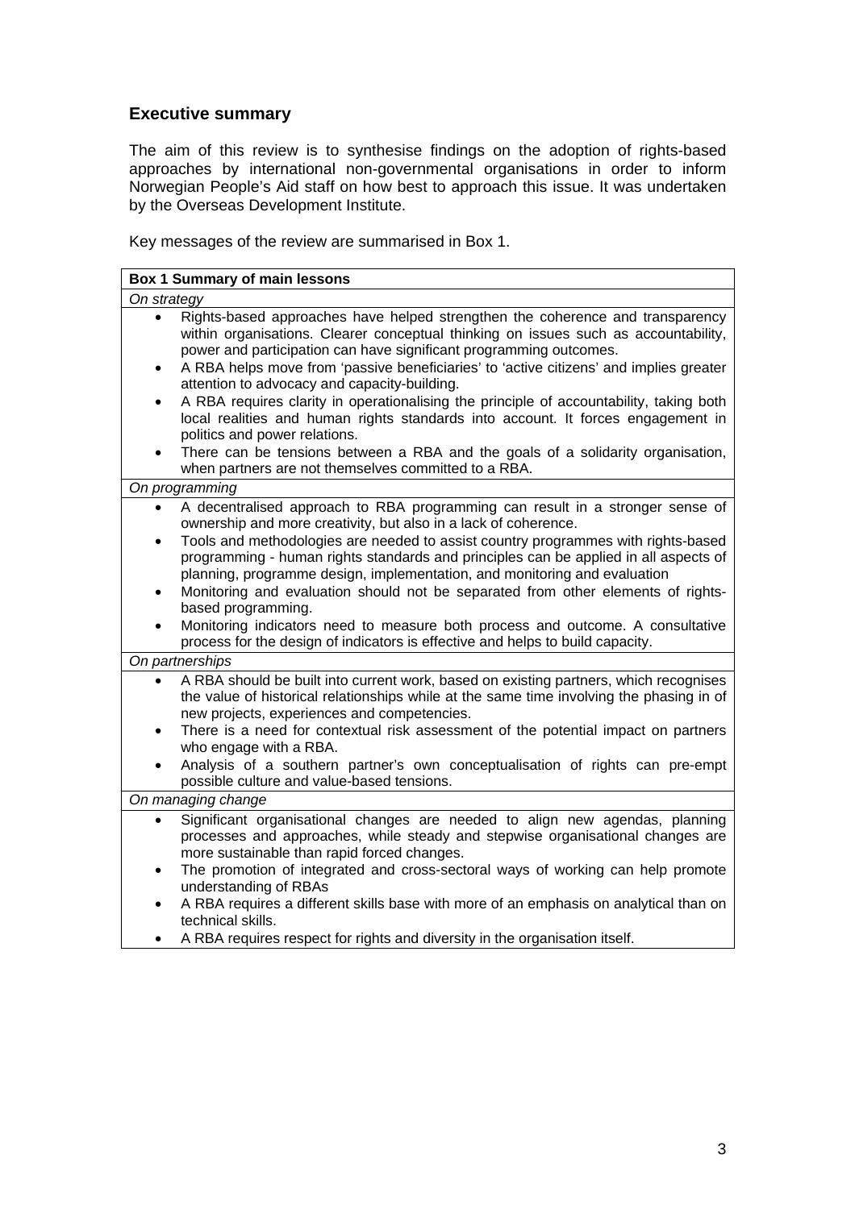## Executive summary

The aim of this review is to synthesise findings on the adoption of rights-based approaches by international non-governmental organisations in order to inform Norwegian People's Aid staff on how best to approach this issue. It was undertaken by the Overseas Development Institute.

Key messages of the review are summarised in Box 1.

**Box 1 Summary of main lessons**

*On strategy*

- Rights-based approaches have helped strengthen the coherence and transparency within organisations. Clearer conceptual thinking on issues such as accountability, power and participation can have significant programming outcomes.
- A RBA helps move from 'passive beneficiaries' to 'active citizens' and implies greater attention to advocacy and capacity-building.
- A RBA requires clarity in operationalising the principle of accountability, taking both local realities and human rights standards into account. It forces engagement in politics and power relations.
- There can be tensions between a RBA and the goals of a solidarity organisation, when partners are not themselves committed to a RBA.

*On programming*

- A decentralised approach to RBA programming can result in a stronger sense of ownership and more creativity, but also in a lack of coherence.
- Tools and methodologies are needed to assist country programmes with rights-based programming - human rights standards and principles can be applied in all aspects of planning, programme design, implementation, and monitoring and evaluation
- Monitoring and evaluation should not be separated from other elements of rights-based programming.
- Monitoring indicators need to measure both process and outcome. A consultative process for the design of indicators is effective and helps to build capacity.

*On partnerships*

- A RBA should be built into current work, based on existing partners, which recognises the value of historical relationships while at the same time involving the phasing in of new projects, experiences and competencies.
- There is a need for contextual risk assessment of the potential impact on partners who engage with a RBA.
- Analysis of a southern partner's own conceptualisation of rights can pre-empt possible culture and value-based tensions.

*On managing change*

- Significant organisational changes are needed to align new agendas, planning processes and approaches, while steady and stepwise organisational changes are more sustainable than rapid forced changes.
- The promotion of integrated and cross-sectoral ways of working can help promote understanding of RBAs
- A RBA requires a different skills base with more of an emphasis on analytical than on technical skills.
- A RBA requires respect for rights and diversity in the organisation itself.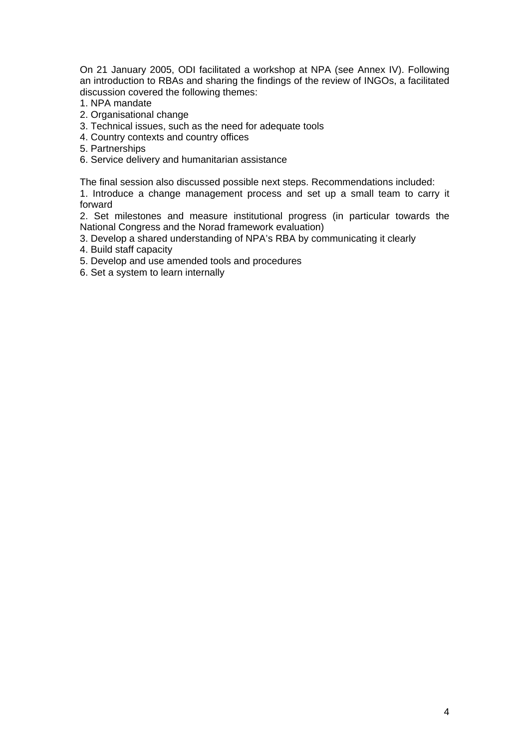On 21 January 2005, ODI facilitated a workshop at NPA (see Annex IV). Following an introduction to RBAs and sharing the findings of the review of INGOs, a facilitated discussion covered the following themes:

1. NPA mandate
2. Organisational change
3. Technical issues, such as the need for adequate tools
4. Country contexts and country offices
5. Partnerships
6. Service delivery and humanitarian assistance

The final session also discussed possible next steps. Recommendations included:

1. Introduce a change management process and set up a small team to carry it forward
2. Set milestones and measure institutional progress (in particular towards the National Congress and the Norad framework evaluation)
3. Develop a shared understanding of NPA's RBA by communicating it clearly
4. Build staff capacity
5. Develop and use amended tools and procedures
6. Set a system to learn internally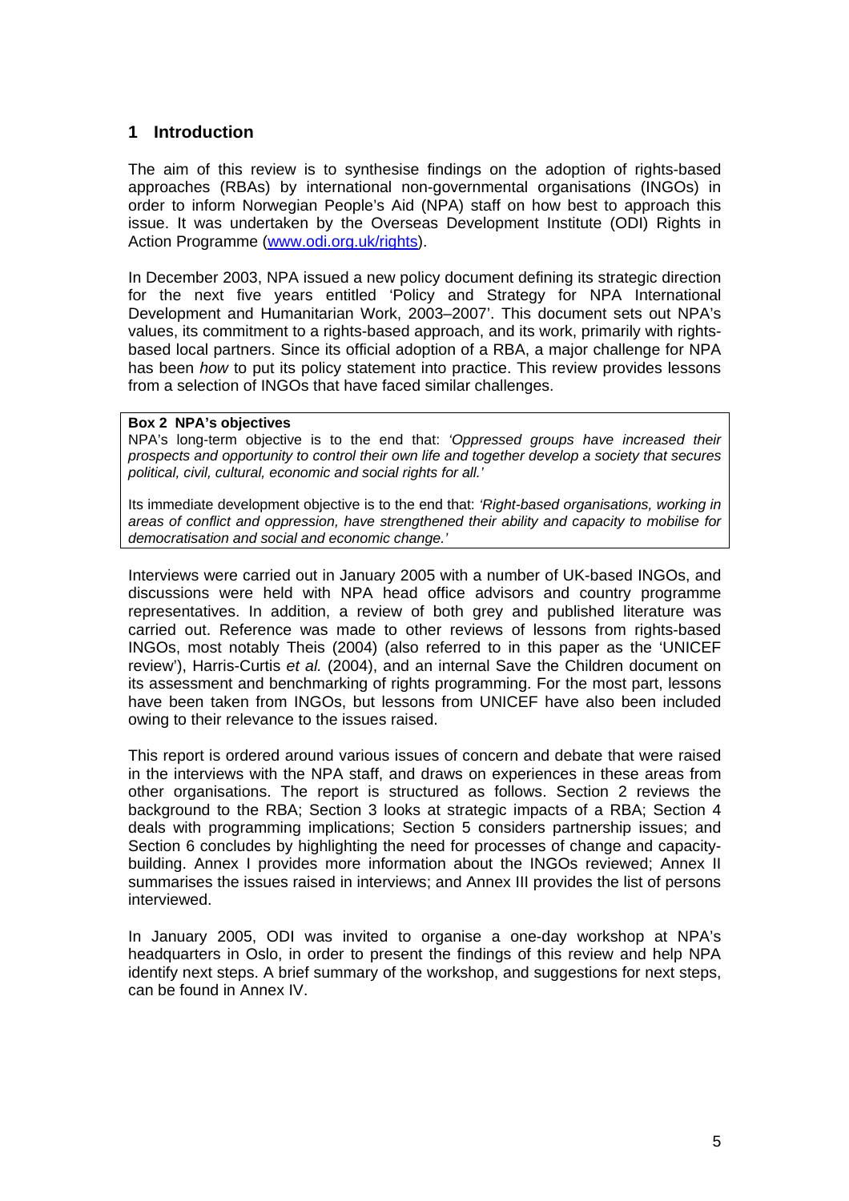## 1 Introduction

The aim of this review is to synthesise findings on the adoption of rights-based approaches (RBAs) by international non-governmental organisations (INGOs) in order to inform Norwegian People's Aid (NPA) staff on how best to approach this issue. It was undertaken by the Overseas Development Institute (ODI) Rights in Action Programme (www.odi.org.uk/rights).

In December 2003, NPA issued a new policy document defining its strategic direction for the next five years entitled 'Policy and Strategy for NPA International Development and Humanitarian Work, 2003–2007'. This document sets out NPA's values, its commitment to a rights-based approach, and its work, primarily with rights-based local partners. Since its official adoption of a RBA, a major challenge for NPA has been *how* to put its policy statement into practice. This review provides lessons from a selection of INGOs that have faced similar challenges.

> **Box 2 NPA's objectives**
>
> NPA's long-term objective is to the end that: *'Oppressed groups have increased their prospects and opportunity to control their own life and together develop a society that secures political, civil, cultural, economic and social rights for all.'*
>
> Its immediate development objective is to the end that: *'Right-based organisations, working in areas of conflict and oppression, have strengthened their ability and capacity to mobilise for democratisation and social and economic change.'*

Interviews were carried out in January 2005 with a number of UK-based INGOs, and discussions were held with NPA head office advisors and country programme representatives. In addition, a review of both grey and published literature was carried out. Reference was made to other reviews of lessons from rights-based INGOs, most notably Theis (2004) (also referred to in this paper as the 'UNICEF review'), Harris-Curtis *et al.* (2004), and an internal Save the Children document on its assessment and benchmarking of rights programming. For the most part, lessons have been taken from INGOs, but lessons from UNICEF have also been included owing to their relevance to the issues raised.

This report is ordered around various issues of concern and debate that were raised in the interviews with the NPA staff, and draws on experiences in these areas from other organisations. The report is structured as follows. Section 2 reviews the background to the RBA; Section 3 looks at strategic impacts of a RBA; Section 4 deals with programming implications; Section 5 considers partnership issues; and Section 6 concludes by highlighting the need for processes of change and capacity-building. Annex I provides more information about the INGOs reviewed; Annex II summarises the issues raised in interviews; and Annex III provides the list of persons interviewed.

In January 2005, ODI was invited to organise a one-day workshop at NPA's headquarters in Oslo, in order to present the findings of this review and help NPA identify next steps. A brief summary of the workshop, and suggestions for next steps, can be found in Annex IV.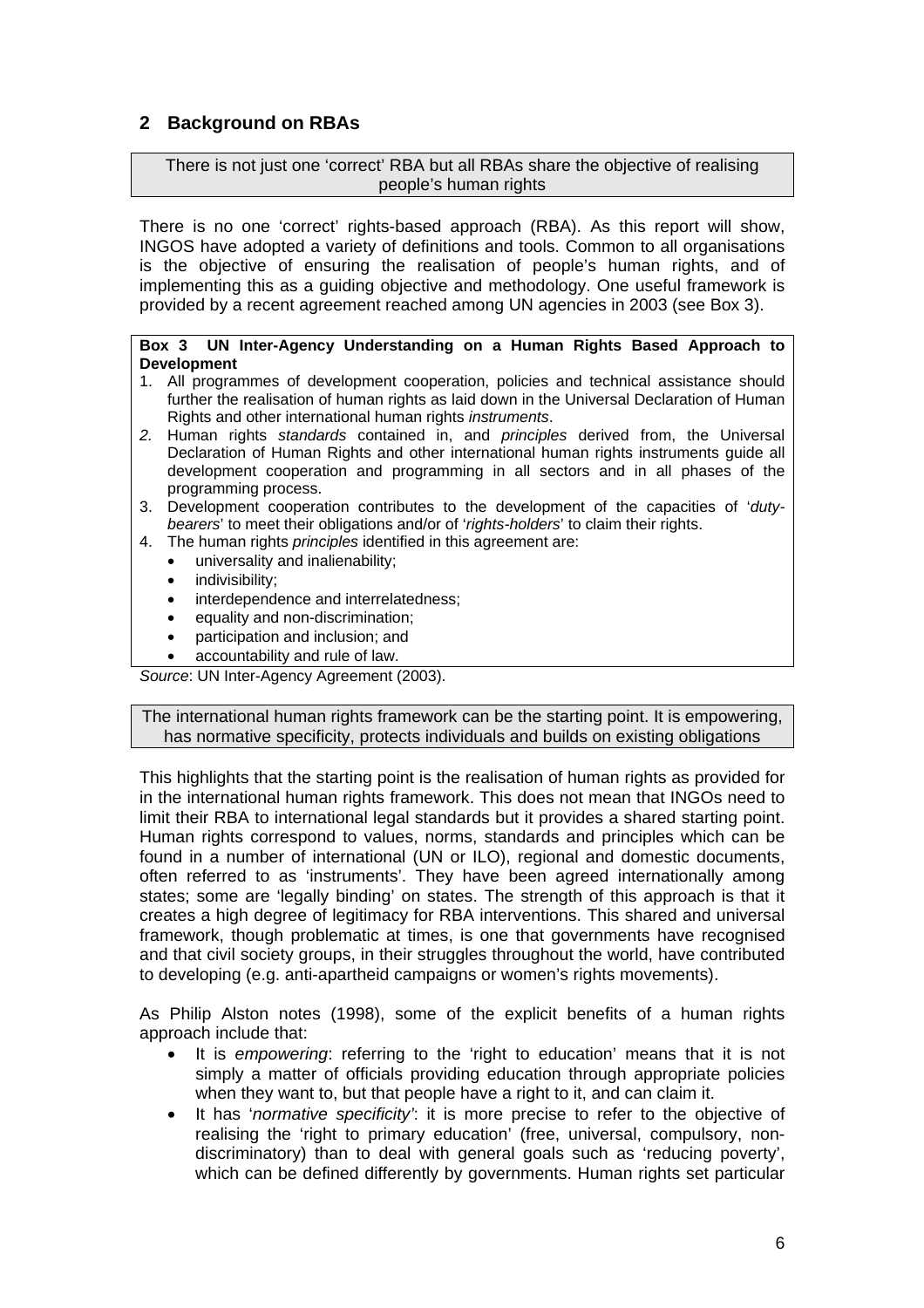## 2 Background on RBAs

**There is not just one 'correct' RBA but all RBAs share the objective of realising people's human rights**

There is no one 'correct' rights-based approach (RBA). As this report will show, INGOS have adopted a variety of definitions and tools. Common to all organisations is the objective of ensuring the realisation of people's human rights, and of implementing this as a guiding objective and methodology. One useful framework is provided by a recent agreement reached among UN agencies in 2003 (see Box 3).

**Box 3 UN Inter-Agency Understanding on a Human Rights Based Approach to Development**

1. All programmes of development cooperation, policies and technical assistance should further the realisation of human rights as laid down in the Universal Declaration of Human Rights and other international human rights *instruments*.
2. Human rights *standards* contained in, and *principles* derived from, the Universal Declaration of Human Rights and other international human rights instruments guide all development cooperation and programming in all sectors and in all phases of the programming process.
3. Development cooperation contributes to the development of the capacities of '*duty-bearers*' to meet their obligations and/or of '*rights-holders*' to claim their rights.
4. The human rights *principles* identified in this agreement are:
   - universality and inalienability;
   - indivisibility;
   - interdependence and interrelatedness;
   - equality and non-discrimination;
   - participation and inclusion; and
   - accountability and rule of law.

*Source*: UN Inter-Agency Agreement (2003).

**The international human rights framework can be the starting point. It is empowering, has normative specificity, protects individuals and builds on existing obligations**

This highlights that the starting point is the realisation of human rights as provided for in the international human rights framework. This does not mean that INGOs need to limit their RBA to international legal standards but it provides a shared starting point. Human rights correspond to values, norms, standards and principles which can be found in a number of international (UN or ILO), regional and domestic documents, often referred to as 'instruments'. They have been agreed internationally among states; some are 'legally binding' on states. The strength of this approach is that it creates a high degree of legitimacy for RBA interventions. This shared and universal framework, though problematic at times, is one that governments have recognised and that civil society groups, in their struggles throughout the world, have contributed to developing (e.g. anti-apartheid campaigns or women's rights movements).

As Philip Alston notes (1998), some of the explicit benefits of a human rights approach include that:

- It is *empowering*: referring to the 'right to education' means that it is not simply a matter of officials providing education through appropriate policies when they want to, but that people have a right to it, and can claim it.
- It has '*normative specificity'*: it is more precise to refer to the objective of realising the 'right to primary education' (free, universal, compulsory, non-discriminatory) than to deal with general goals such as 'reducing poverty', which can be defined differently by governments. Human rights set particular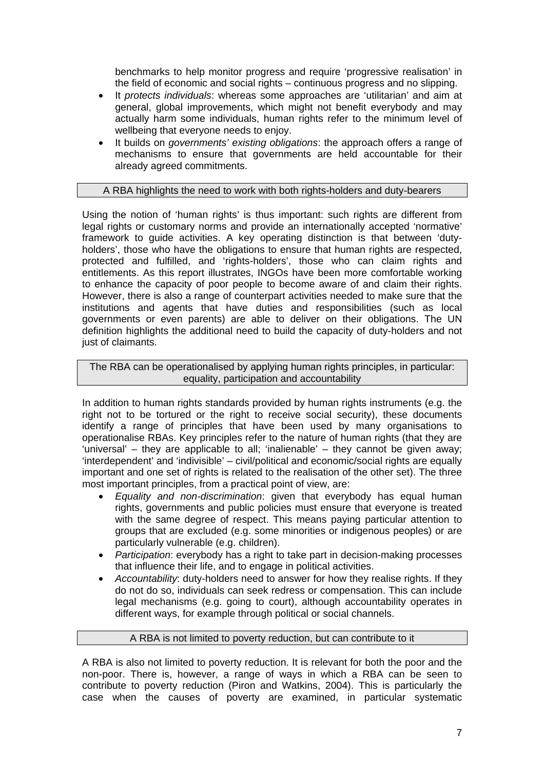benchmarks to help monitor progress and require 'progressive realisation' in the field of economic and social rights – continuous progress and no slipping.

- It *protects individuals*: whereas some approaches are 'utilitarian' and aim at general, global improvements, which might not benefit everybody and may actually harm some individuals, human rights refer to the minimum level of wellbeing that everyone needs to enjoy.
- It builds on *governments' existing obligations*: the approach offers a range of mechanisms to ensure that governments are held accountable for their already agreed commitments.

### A RBA highlights the need to work with both rights-holders and duty-bearers

Using the notion of 'human rights' is thus important: such rights are different from legal rights or customary norms and provide an internationally accepted 'normative' framework to guide activities. A key operating distinction is that between 'duty-holders', those who have the obligations to ensure that human rights are respected, protected and fulfilled, and 'rights-holders', those who can claim rights and entitlements. As this report illustrates, INGOs have been more comfortable working to enhance the capacity of poor people to become aware of and claim their rights. However, there is also a range of counterpart activities needed to make sure that the institutions and agents that have duties and responsibilities (such as local governments or even parents) are able to deliver on their obligations. The UN definition highlights the additional need to build the capacity of duty-holders and not just of claimants.

### The RBA can be operationalised by applying human rights principles, in particular: equality, participation and accountability

In addition to human rights standards provided by human rights instruments (e.g. the right not to be tortured or the right to receive social security), these documents identify a range of principles that have been used by many organisations to operationalise RBAs. Key principles refer to the nature of human rights (that they are 'universal' – they are applicable to all; 'inalienable' – they cannot be given away; 'interdependent' and 'indivisible' – civil/political and economic/social rights are equally important and one set of rights is related to the realisation of the other set). The three most important principles, from a practical point of view, are:

- *Equality and non-discrimination*: given that everybody has equal human rights, governments and public policies must ensure that everyone is treated with the same degree of respect. This means paying particular attention to groups that are excluded (e.g. some minorities or indigenous peoples) or are particularly vulnerable (e.g. children).
- *Participation*: everybody has a right to take part in decision-making processes that influence their life, and to engage in political activities.
- *Accountability*: duty-holders need to answer for how they realise rights. If they do not do so, individuals can seek redress or compensation. This can include legal mechanisms (e.g. going to court), although accountability operates in different ways, for example through political or social channels.

### A RBA is not limited to poverty reduction, but can contribute to it

A RBA is also not limited to poverty reduction. It is relevant for both the poor and the non-poor. There is, however, a range of ways in which a RBA can be seen to contribute to poverty reduction (Piron and Watkins, 2004). This is particularly the case when the causes of poverty are examined, in particular systematic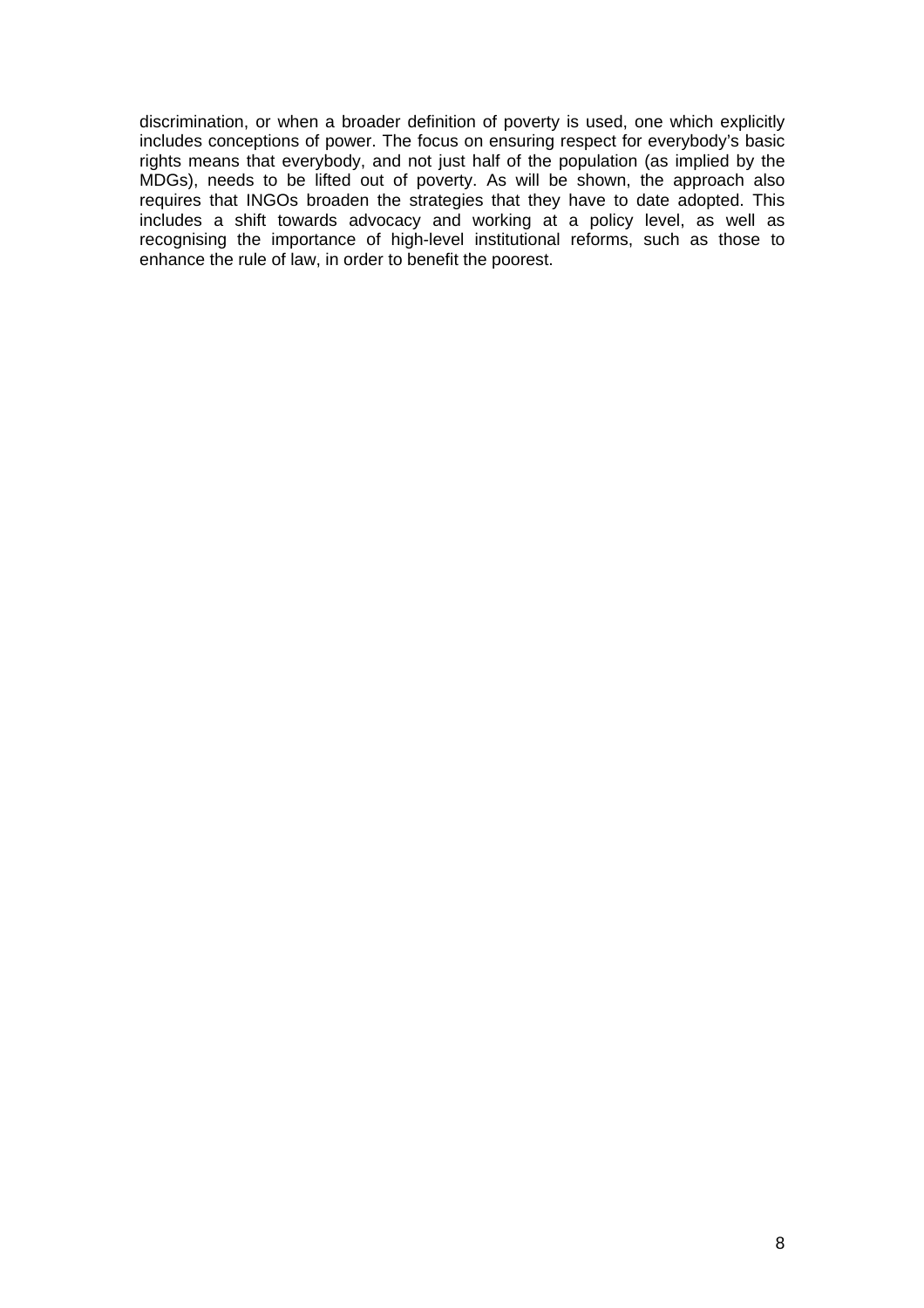discrimination, or when a broader definition of poverty is used, one which explicitly includes conceptions of power. The focus on ensuring respect for everybody's basic rights means that everybody, and not just half of the population (as implied by the MDGs), needs to be lifted out of poverty. As will be shown, the approach also requires that INGOs broaden the strategies that they have to date adopted. This includes a shift towards advocacy and working at a policy level, as well as recognising the importance of high-level institutional reforms, such as those to enhance the rule of law, in order to benefit the poorest.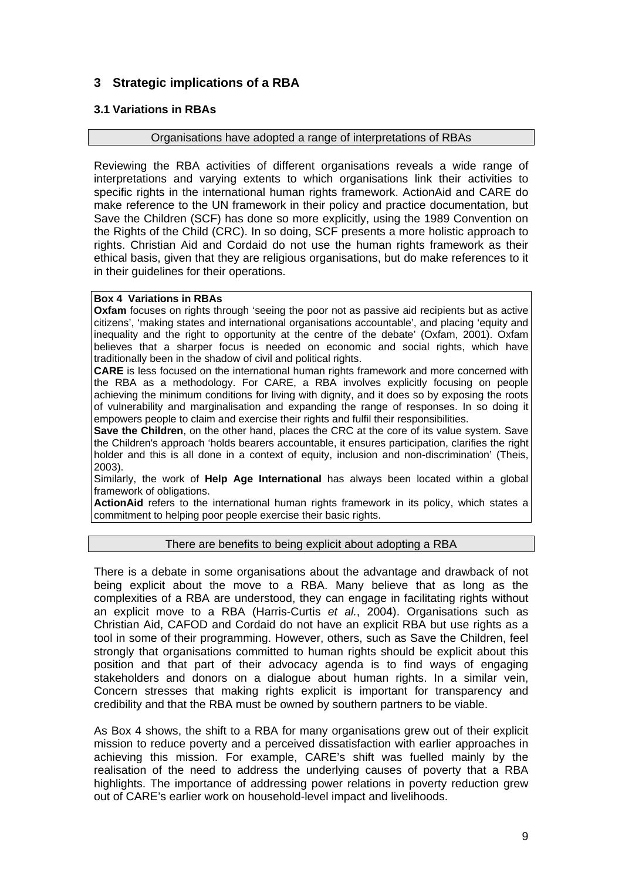## 3 Strategic implications of a RBA

### 3.1 Variations in RBAs

Organisations have adopted a range of interpretations of RBAs

Reviewing the RBA activities of different organisations reveals a wide range of interpretations and varying extents to which organisations link their activities to specific rights in the international human rights framework. ActionAid and CARE do make reference to the UN framework in their policy and practice documentation, but Save the Children (SCF) has done so more explicitly, using the 1989 Convention on the Rights of the Child (CRC). In so doing, SCF presents a more holistic approach to rights. Christian Aid and Cordaid do not use the human rights framework as their ethical basis, given that they are religious organisations, but do make references to it in their guidelines for their operations.

**Box 4 Variations in RBAs**

**Oxfam** focuses on rights through 'seeing the poor not as passive aid recipients but as active citizens', 'making states and international organisations accountable', and placing 'equity and inequality and the right to opportunity at the centre of the debate' (Oxfam, 2001). Oxfam believes that a sharper focus is needed on economic and social rights, which have traditionally been in the shadow of civil and political rights.

**CARE** is less focused on the international human rights framework and more concerned with the RBA as a methodology. For CARE, a RBA involves explicitly focusing on people achieving the minimum conditions for living with dignity, and it does so by exposing the roots of vulnerability and marginalisation and expanding the range of responses. In so doing it empowers people to claim and exercise their rights and fulfil their responsibilities.

**Save the Children**, on the other hand, places the CRC at the core of its value system. Save the Children's approach 'holds bearers accountable, it ensures participation, clarifies the right holder and this is all done in a context of equity, inclusion and non-discrimination' (Theis, 2003).

Similarly, the work of **Help Age International** has always been located within a global framework of obligations.

**ActionAid** refers to the international human rights framework in its policy, which states a commitment to helping poor people exercise their basic rights.

There are benefits to being explicit about adopting a RBA

There is a debate in some organisations about the advantage and drawback of not being explicit about the move to a RBA. Many believe that as long as the complexities of a RBA are understood, they can engage in facilitating rights without an explicit move to a RBA (Harris-Curtis *et al.*, 2004). Organisations such as Christian Aid, CAFOD and Cordaid do not have an explicit RBA but use rights as a tool in some of their programming. However, others, such as Save the Children, feel strongly that organisations committed to human rights should be explicit about this position and that part of their advocacy agenda is to find ways of engaging stakeholders and donors on a dialogue about human rights. In a similar vein, Concern stresses that making rights explicit is important for transparency and credibility and that the RBA must be owned by southern partners to be viable.

As Box 4 shows, the shift to a RBA for many organisations grew out of their explicit mission to reduce poverty and a perceived dissatisfaction with earlier approaches in achieving this mission. For example, CARE's shift was fuelled mainly by the realisation of the need to address the underlying causes of poverty that a RBA highlights. The importance of addressing power relations in poverty reduction grew out of CARE's earlier work on household-level impact and livelihoods.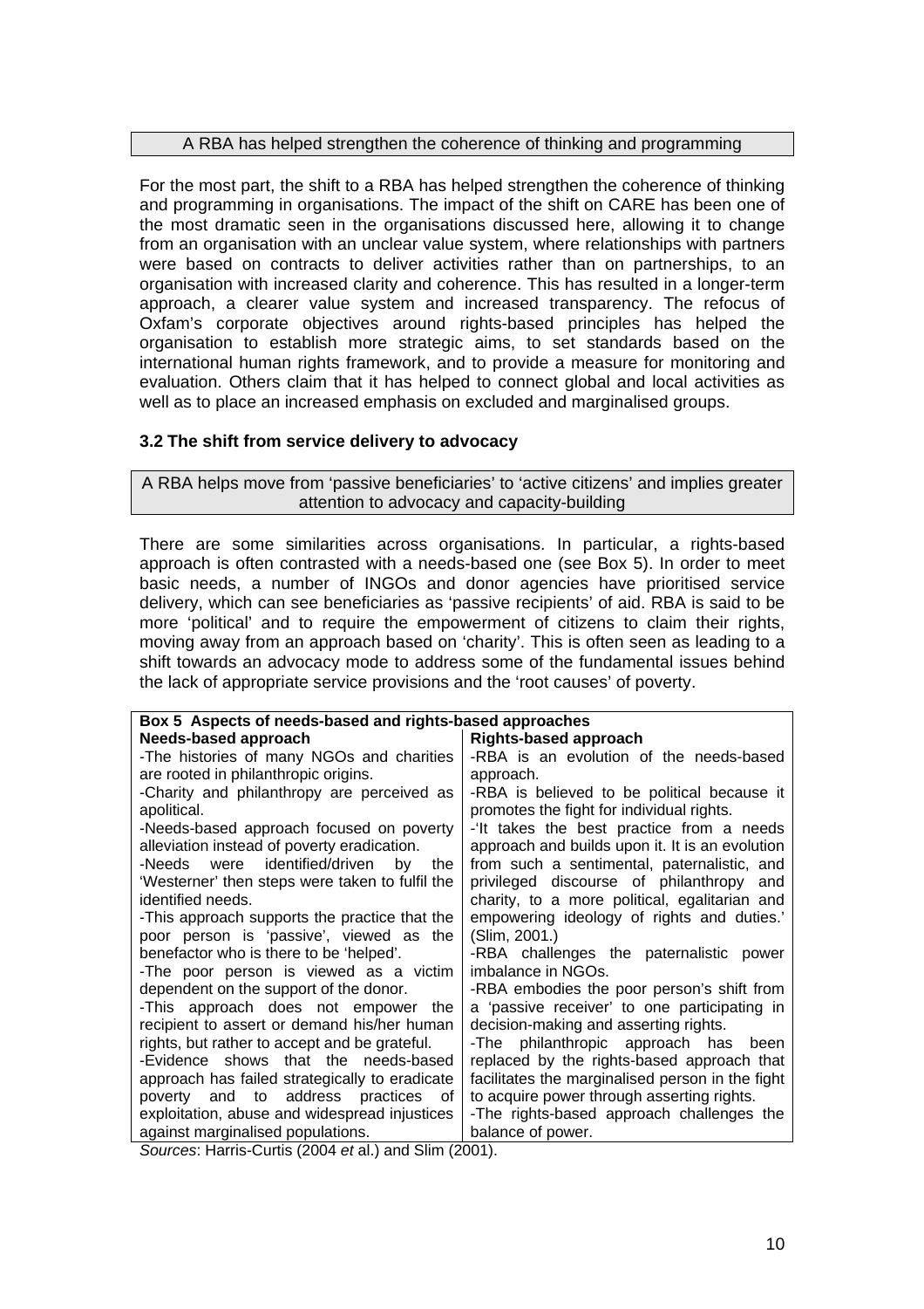A RBA has helped strengthen the coherence of thinking and programming

For the most part, the shift to a RBA has helped strengthen the coherence of thinking and programming in organisations. The impact of the shift on CARE has been one of the most dramatic seen in the organisations discussed here, allowing it to change from an organisation with an unclear value system, where relationships with partners were based on contracts to deliver activities rather than on partnerships, to an organisation with increased clarity and coherence. This has resulted in a longer-term approach, a clearer value system and increased transparency. The refocus of Oxfam's corporate objectives around rights-based principles has helped the organisation to establish more strategic aims, to set standards based on the international human rights framework, and to provide a measure for monitoring and evaluation. Others claim that it has helped to connect global and local activities as well as to place an increased emphasis on excluded and marginalised groups.

### 3.2 The shift from service delivery to advocacy

A RBA helps move from 'passive beneficiaries' to 'active citizens' and implies greater attention to advocacy and capacity-building

There are some similarities across organisations. In particular, a rights-based approach is often contrasted with a needs-based one (see Box 5). In order to meet basic needs, a number of INGOs and donor agencies have prioritised service delivery, which can see beneficiaries as 'passive recipients' of aid. RBA is said to be more 'political' and to require the empowerment of citizens to claim their rights, moving away from an approach based on 'charity'. This is often seen as leading to a shift towards an advocacy mode to address some of the fundamental issues behind the lack of appropriate service provisions and the 'root causes' of poverty.

**Box 5 Aspects of needs-based and rights-based approaches**

| Needs-based approach | Rights-based approach |
|---|---|
| -The histories of many NGOs and charities are rooted in philanthropic origins.<br>-Charity and philanthropy are perceived as apolitical.<br>-Needs-based approach focused on poverty alleviation instead of poverty eradication.<br>-Needs were identified/driven by the 'Westerner' then steps were taken to fulfil the identified needs.<br>-This approach supports the practice that the poor person is 'passive', viewed as the benefactor who is there to be 'helped'.<br>-The poor person is viewed as a victim dependent on the support of the donor.<br>-This approach does not empower the recipient to assert or demand his/her human rights, but rather to accept and be grateful.<br>-Evidence shows that the needs-based approach has failed strategically to eradicate poverty and to address practices of exploitation, abuse and widespread injustices against marginalised populations. | -RBA is an evolution of the needs-based approach.<br>-RBA is believed to be political because it promotes the fight for individual rights.<br>-'It takes the best practice from a needs approach and builds upon it. It is an evolution from such a sentimental, paternalistic, and privileged discourse of philanthropy and charity, to a more political, egalitarian and empowering ideology of rights and duties.' (Slim, 2001.)<br>-RBA challenges the paternalistic power imbalance in NGOs.<br>-RBA embodies the poor person's shift from a 'passive receiver' to one participating in decision-making and asserting rights.<br>-The philanthropic approach has been replaced by the rights-based approach that facilitates the marginalised person in the fight to acquire power through asserting rights.<br>-The rights-based approach challenges the balance of power. |

*Sources*: Harris-Curtis (2004 *et* al.) and Slim (2001).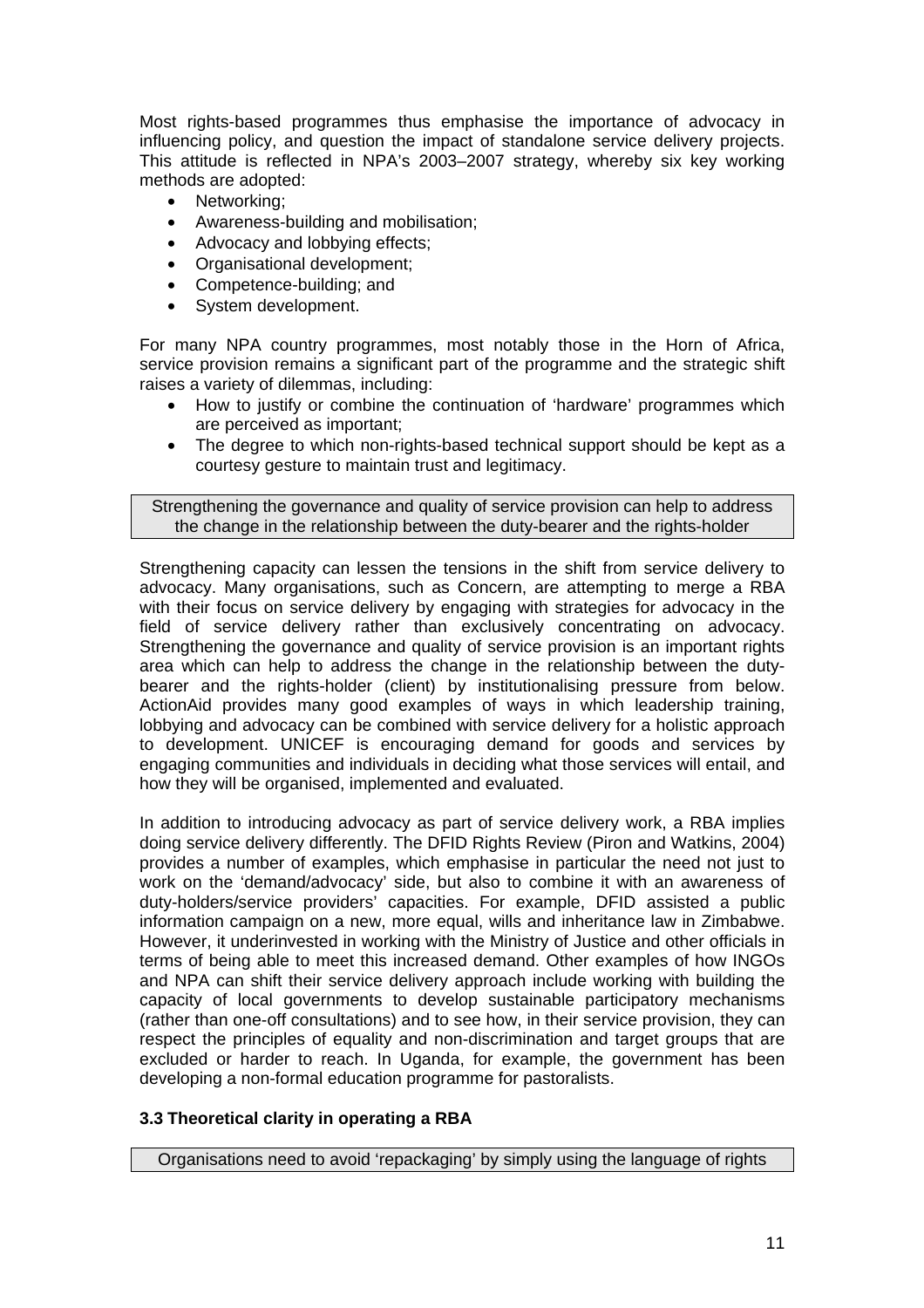Most rights-based programmes thus emphasise the importance of advocacy in influencing policy, and question the impact of standalone service delivery projects. This attitude is reflected in NPA's 2003–2007 strategy, whereby six key working methods are adopted:

- Networking;
- Awareness-building and mobilisation;
- Advocacy and lobbying effects;
- Organisational development;
- Competence-building; and
- System development.

For many NPA country programmes, most notably those in the Horn of Africa, service provision remains a significant part of the programme and the strategic shift raises a variety of dilemmas, including:

- How to justify or combine the continuation of 'hardware' programmes which are perceived as important;
- The degree to which non-rights-based technical support should be kept as a courtesy gesture to maintain trust and legitimacy.

> Strengthening the governance and quality of service provision can help to address the change in the relationship between the duty-bearer and the rights-holder

Strengthening capacity can lessen the tensions in the shift from service delivery to advocacy. Many organisations, such as Concern, are attempting to merge a RBA with their focus on service delivery by engaging with strategies for advocacy in the field of service delivery rather than exclusively concentrating on advocacy. Strengthening the governance and quality of service provision is an important rights area which can help to address the change in the relationship between the duty-bearer and the rights-holder (client) by institutionalising pressure from below. ActionAid provides many good examples of ways in which leadership training, lobbying and advocacy can be combined with service delivery for a holistic approach to development. UNICEF is encouraging demand for goods and services by engaging communities and individuals in deciding what those services will entail, and how they will be organised, implemented and evaluated.

In addition to introducing advocacy as part of service delivery work, a RBA implies doing service delivery differently. The DFID Rights Review (Piron and Watkins, 2004) provides a number of examples, which emphasise in particular the need not just to work on the 'demand/advocacy' side, but also to combine it with an awareness of duty-holders/service providers' capacities. For example, DFID assisted a public information campaign on a new, more equal, wills and inheritance law in Zimbabwe. However, it underinvested in working with the Ministry of Justice and other officials in terms of being able to meet this increased demand. Other examples of how INGOs and NPA can shift their service delivery approach include working with building the capacity of local governments to develop sustainable participatory mechanisms (rather than one-off consultations) and to see how, in their service provision, they can respect the principles of equality and non-discrimination and target groups that are excluded or harder to reach. In Uganda, for example, the government has been developing a non-formal education programme for pastoralists.

### 3.3 Theoretical clarity in operating a RBA

> Organisations need to avoid 'repackaging' by simply using the language of rights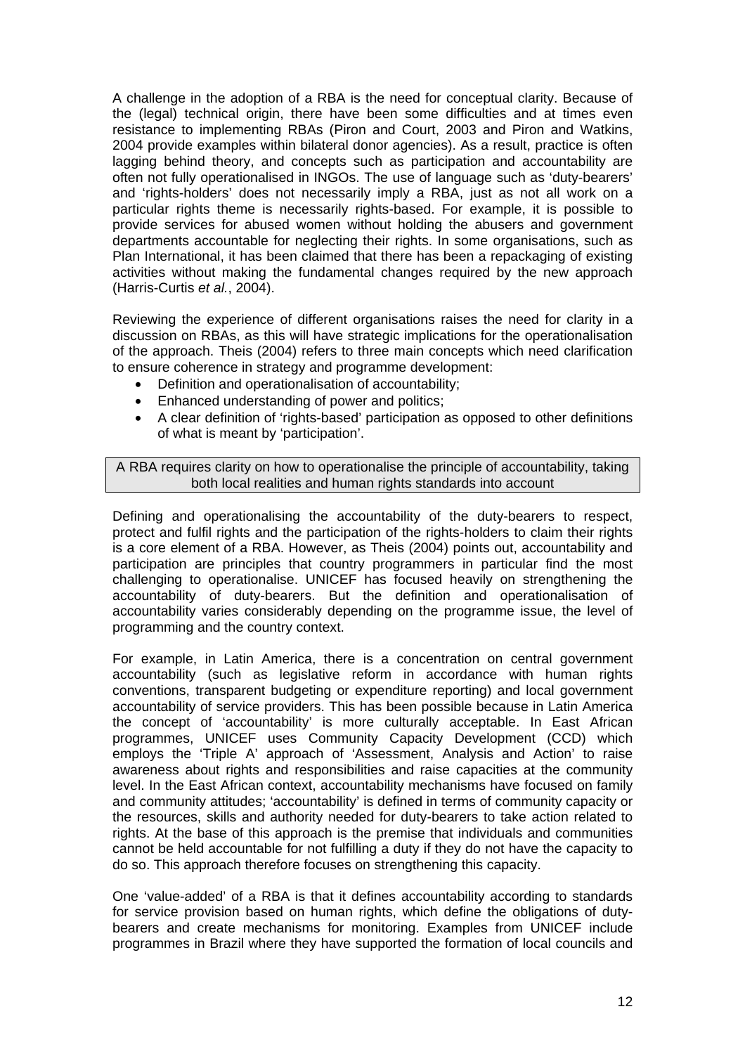A challenge in the adoption of a RBA is the need for conceptual clarity. Because of the (legal) technical origin, there have been some difficulties and at times even resistance to implementing RBAs (Piron and Court, 2003 and Piron and Watkins, 2004 provide examples within bilateral donor agencies). As a result, practice is often lagging behind theory, and concepts such as participation and accountability are often not fully operationalised in INGOs. The use of language such as 'duty-bearers' and 'rights-holders' does not necessarily imply a RBA, just as not all work on a particular rights theme is necessarily rights-based. For example, it is possible to provide services for abused women without holding the abusers and government departments accountable for neglecting their rights. In some organisations, such as Plan International, it has been claimed that there has been a repackaging of existing activities without making the fundamental changes required by the new approach (Harris-Curtis *et al.*, 2004).

Reviewing the experience of different organisations raises the need for clarity in a discussion on RBAs, as this will have strategic implications for the operationalisation of the approach. Theis (2004) refers to three main concepts which need clarification to ensure coherence in strategy and programme development:

- Definition and operationalisation of accountability;
- Enhanced understanding of power and politics;
- A clear definition of 'rights-based' participation as opposed to other definitions of what is meant by 'participation'.

> A RBA requires clarity on how to operationalise the principle of accountability, taking both local realities and human rights standards into account

Defining and operationalising the accountability of the duty-bearers to respect, protect and fulfil rights and the participation of the rights-holders to claim their rights is a core element of a RBA. However, as Theis (2004) points out, accountability and participation are principles that country programmers in particular find the most challenging to operationalise. UNICEF has focused heavily on strengthening the accountability of duty-bearers. But the definition and operationalisation of accountability varies considerably depending on the programme issue, the level of programming and the country context.

For example, in Latin America, there is a concentration on central government accountability (such as legislative reform in accordance with human rights conventions, transparent budgeting or expenditure reporting) and local government accountability of service providers. This has been possible because in Latin America the concept of 'accountability' is more culturally acceptable. In East African programmes, UNICEF uses Community Capacity Development (CCD) which employs the 'Triple A' approach of 'Assessment, Analysis and Action' to raise awareness about rights and responsibilities and raise capacities at the community level. In the East African context, accountability mechanisms have focused on family and community attitudes; 'accountability' is defined in terms of community capacity or the resources, skills and authority needed for duty-bearers to take action related to rights. At the base of this approach is the premise that individuals and communities cannot be held accountable for not fulfilling a duty if they do not have the capacity to do so. This approach therefore focuses on strengthening this capacity.

One 'value-added' of a RBA is that it defines accountability according to standards for service provision based on human rights, which define the obligations of duty-bearers and create mechanisms for monitoring. Examples from UNICEF include programmes in Brazil where they have supported the formation of local councils and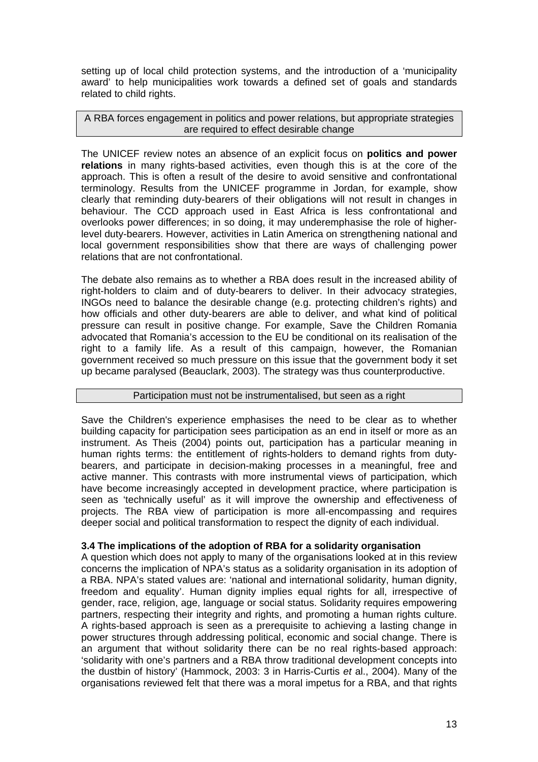setting up of local child protection systems, and the introduction of a 'municipality award' to help municipalities work towards a defined set of goals and standards related to child rights.

**A RBA forces engagement in politics and power relations, but appropriate strategies are required to effect desirable change**

The UNICEF review notes an absence of an explicit focus on **politics and power relations** in many rights-based activities, even though this is at the core of the approach. This is often a result of the desire to avoid sensitive and confrontational terminology. Results from the UNICEF programme in Jordan, for example, show clearly that reminding duty-bearers of their obligations will not result in changes in behaviour. The CCD approach used in East Africa is less confrontational and overlooks power differences; in so doing, it may underemphasise the role of higher-level duty-bearers. However, activities in Latin America on strengthening national and local government responsibilities show that there are ways of challenging power relations that are not confrontational.

The debate also remains as to whether a RBA does result in the increased ability of right-holders to claim and of duty-bearers to deliver. In their advocacy strategies, INGOs need to balance the desirable change (e.g. protecting children's rights) and how officials and other duty-bearers are able to deliver, and what kind of political pressure can result in positive change. For example, Save the Children Romania advocated that Romania's accession to the EU be conditional on its realisation of the right to a family life. As a result of this campaign, however, the Romanian government received so much pressure on this issue that the government body it set up became paralysed (Beauclark, 2003). The strategy was thus counterproductive.

**Participation must not be instrumentalised, but seen as a right**

Save the Children's experience emphasises the need to be clear as to whether building capacity for participation sees participation as an end in itself or more as an instrument. As Theis (2004) points out, participation has a particular meaning in human rights terms: the entitlement of rights-holders to demand rights from duty-bearers, and participate in decision-making processes in a meaningful, free and active manner. This contrasts with more instrumental views of participation, which have become increasingly accepted in development practice, where participation is seen as 'technically useful' as it will improve the ownership and effectiveness of projects. The RBA view of participation is more all-encompassing and requires deeper social and political transformation to respect the dignity of each individual.

### 3.4 The implications of the adoption of RBA for a solidarity organisation

A question which does not apply to many of the organisations looked at in this review concerns the implication of NPA's status as a solidarity organisation in its adoption of a RBA. NPA's stated values are: 'national and international solidarity, human dignity, freedom and equality'. Human dignity implies equal rights for all, irrespective of gender, race, religion, age, language or social status. Solidarity requires empowering partners, respecting their integrity and rights, and promoting a human rights culture. A rights-based approach is seen as a prerequisite to achieving a lasting change in power structures through addressing political, economic and social change. There is an argument that without solidarity there can be no real rights-based approach: 'solidarity with one's partners and a RBA throw traditional development concepts into the dustbin of history' (Hammock, 2003: 3 in Harris-Curtis *et* al., 2004). Many of the organisations reviewed felt that there was a moral impetus for a RBA, and that rights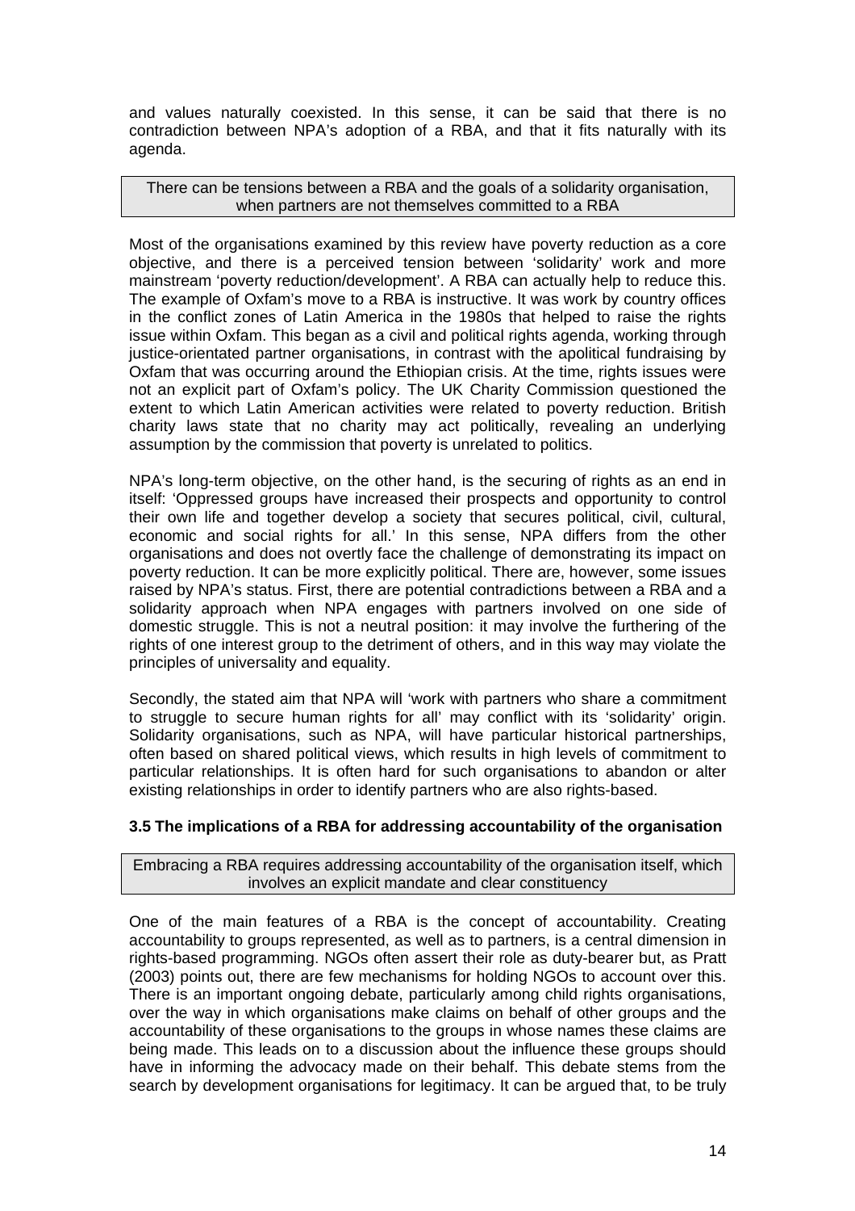and values naturally coexisted. In this sense, it can be said that there is no contradiction between NPA's adoption of a RBA, and that it fits naturally with its agenda.

> There can be tensions between a RBA and the goals of a solidarity organisation, when partners are not themselves committed to a RBA

Most of the organisations examined by this review have poverty reduction as a core objective, and there is a perceived tension between 'solidarity' work and more mainstream 'poverty reduction/development'. A RBA can actually help to reduce this. The example of Oxfam's move to a RBA is instructive. It was work by country offices in the conflict zones of Latin America in the 1980s that helped to raise the rights issue within Oxfam. This began as a civil and political rights agenda, working through justice-orientated partner organisations, in contrast with the apolitical fundraising by Oxfam that was occurring around the Ethiopian crisis. At the time, rights issues were not an explicit part of Oxfam's policy. The UK Charity Commission questioned the extent to which Latin American activities were related to poverty reduction. British charity laws state that no charity may act politically, revealing an underlying assumption by the commission that poverty is unrelated to politics.

NPA's long-term objective, on the other hand, is the securing of rights as an end in itself: 'Oppressed groups have increased their prospects and opportunity to control their own life and together develop a society that secures political, civil, cultural, economic and social rights for all.' In this sense, NPA differs from the other organisations and does not overtly face the challenge of demonstrating its impact on poverty reduction. It can be more explicitly political. There are, however, some issues raised by NPA's status. First, there are potential contradictions between a RBA and a solidarity approach when NPA engages with partners involved on one side of domestic struggle. This is not a neutral position: it may involve the furthering of the rights of one interest group to the detriment of others, and in this way may violate the principles of universality and equality.

Secondly, the stated aim that NPA will 'work with partners who share a commitment to struggle to secure human rights for all' may conflict with its 'solidarity' origin. Solidarity organisations, such as NPA, will have particular historical partnerships, often based on shared political views, which results in high levels of commitment to particular relationships. It is often hard for such organisations to abandon or alter existing relationships in order to identify partners who are also rights-based.

### 3.5 The implications of a RBA for addressing accountability of the organisation

> Embracing a RBA requires addressing accountability of the organisation itself, which involves an explicit mandate and clear constituency

One of the main features of a RBA is the concept of accountability. Creating accountability to groups represented, as well as to partners, is a central dimension in rights-based programming. NGOs often assert their role as duty-bearer but, as Pratt (2003) points out, there are few mechanisms for holding NGOs to account over this. There is an important ongoing debate, particularly among child rights organisations, over the way in which organisations make claims on behalf of other groups and the accountability of these organisations to the groups in whose names these claims are being made. This leads on to a discussion about the influence these groups should have in informing the advocacy made on their behalf. This debate stems from the search by development organisations for legitimacy. It can be argued that, to be truly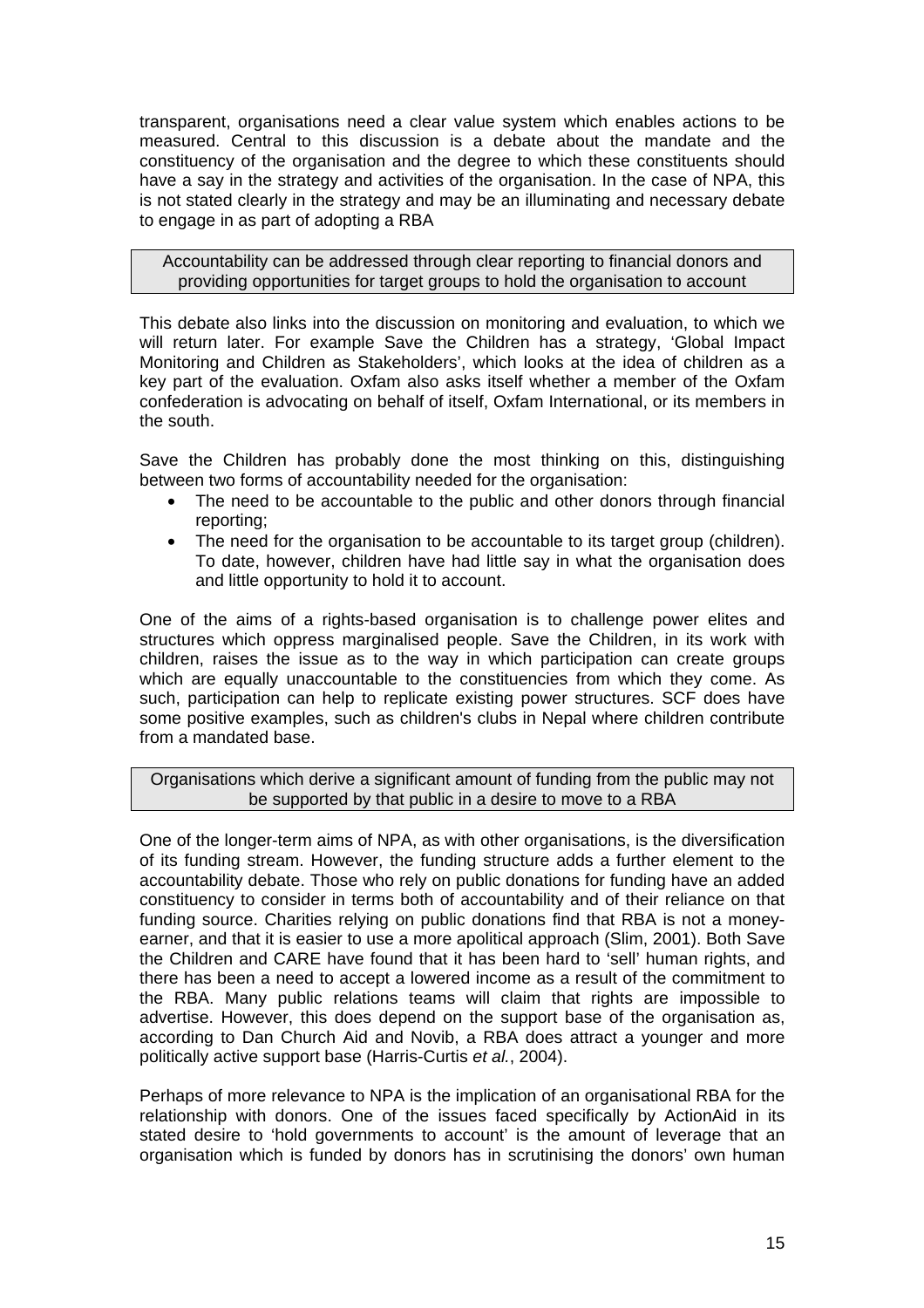transparent, organisations need a clear value system which enables actions to be measured. Central to this discussion is a debate about the mandate and the constituency of the organisation and the degree to which these constituents should have a say in the strategy and activities of the organisation. In the case of NPA, this is not stated clearly in the strategy and may be an illuminating and necessary debate to engage in as part of adopting a RBA

> Accountability can be addressed through clear reporting to financial donors and providing opportunities for target groups to hold the organisation to account

This debate also links into the discussion on monitoring and evaluation, to which we will return later. For example Save the Children has a strategy, 'Global Impact Monitoring and Children as Stakeholders', which looks at the idea of children as a key part of the evaluation. Oxfam also asks itself whether a member of the Oxfam confederation is advocating on behalf of itself, Oxfam International, or its members in the south.

Save the Children has probably done the most thinking on this, distinguishing between two forms of accountability needed for the organisation:

- The need to be accountable to the public and other donors through financial reporting;
- The need for the organisation to be accountable to its target group (children). To date, however, children have had little say in what the organisation does and little opportunity to hold it to account.

One of the aims of a rights-based organisation is to challenge power elites and structures which oppress marginalised people. Save the Children, in its work with children, raises the issue as to the way in which participation can create groups which are equally unaccountable to the constituencies from which they come. As such, participation can help to replicate existing power structures. SCF does have some positive examples, such as children's clubs in Nepal where children contribute from a mandated base.

> Organisations which derive a significant amount of funding from the public may not be supported by that public in a desire to move to a RBA

One of the longer-term aims of NPA, as with other organisations, is the diversification of its funding stream. However, the funding structure adds a further element to the accountability debate. Those who rely on public donations for funding have an added constituency to consider in terms both of accountability and of their reliance on that funding source. Charities relying on public donations find that RBA is not a money-earner, and that it is easier to use a more apolitical approach (Slim, 2001). Both Save the Children and CARE have found that it has been hard to 'sell' human rights, and there has been a need to accept a lowered income as a result of the commitment to the RBA. Many public relations teams will claim that rights are impossible to advertise. However, this does depend on the support base of the organisation as, according to Dan Church Aid and Novib, a RBA does attract a younger and more politically active support base (Harris-Curtis *et al.*, 2004).

Perhaps of more relevance to NPA is the implication of an organisational RBA for the relationship with donors. One of the issues faced specifically by ActionAid in its stated desire to 'hold governments to account' is the amount of leverage that an organisation which is funded by donors has in scrutinising the donors' own human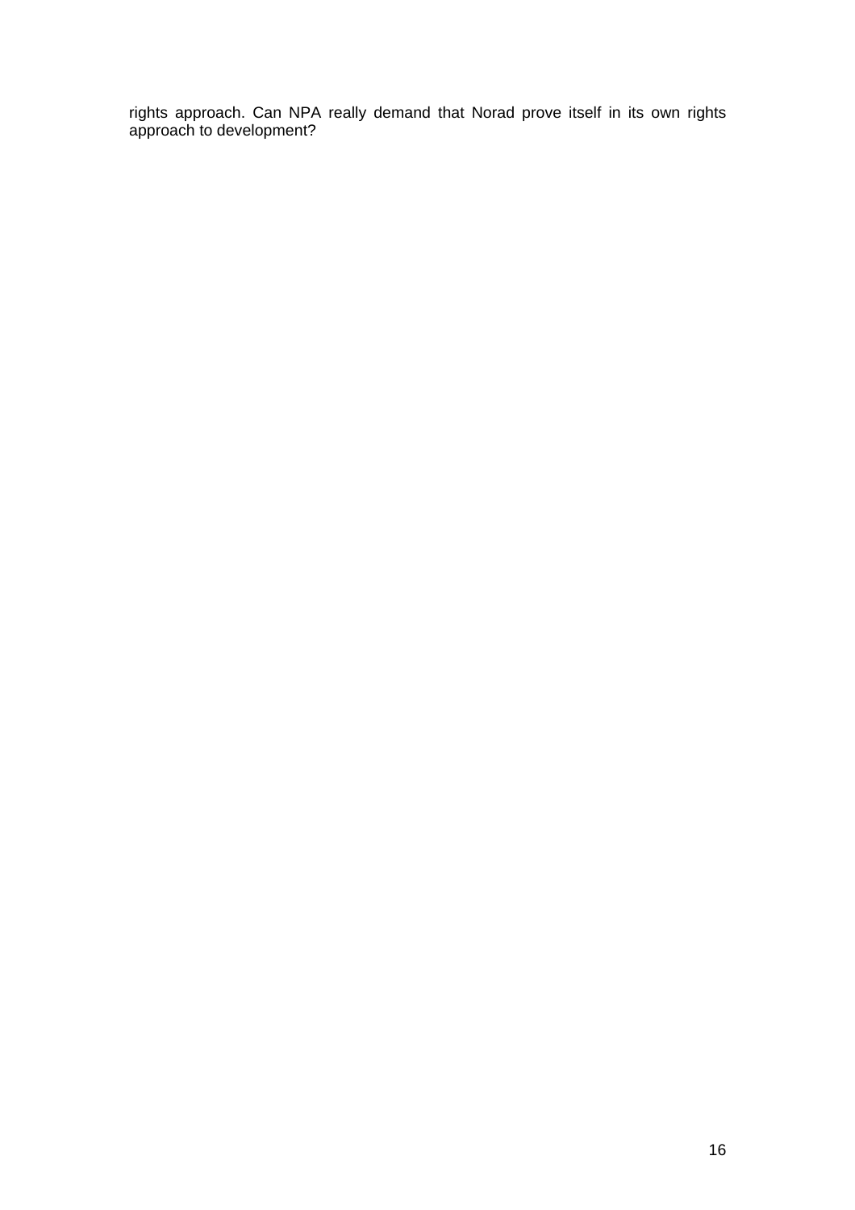rights approach. Can NPA really demand that Norad prove itself in its own rights approach to development?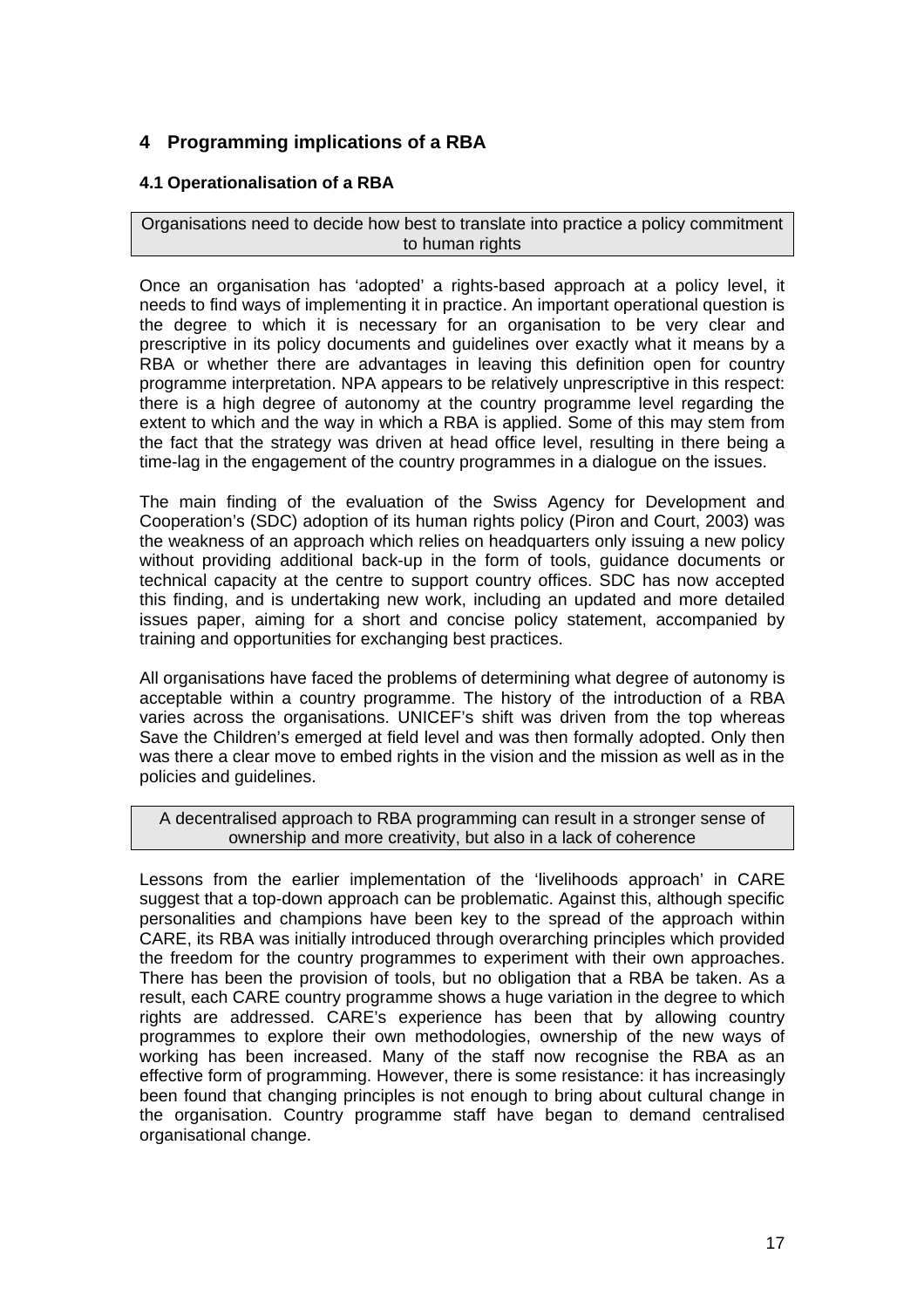## 4 Programming implications of a RBA

### 4.1 Operationalisation of a RBA

> Organisations need to decide how best to translate into practice a policy commitment to human rights

Once an organisation has 'adopted' a rights-based approach at a policy level, it needs to find ways of implementing it in practice. An important operational question is the degree to which it is necessary for an organisation to be very clear and prescriptive in its policy documents and guidelines over exactly what it means by a RBA or whether there are advantages in leaving this definition open for country programme interpretation. NPA appears to be relatively unprescriptive in this respect: there is a high degree of autonomy at the country programme level regarding the extent to which and the way in which a RBA is applied. Some of this may stem from the fact that the strategy was driven at head office level, resulting in there being a time-lag in the engagement of the country programmes in a dialogue on the issues.

The main finding of the evaluation of the Swiss Agency for Development and Cooperation's (SDC) adoption of its human rights policy (Piron and Court, 2003) was the weakness of an approach which relies on headquarters only issuing a new policy without providing additional back-up in the form of tools, guidance documents or technical capacity at the centre to support country offices. SDC has now accepted this finding, and is undertaking new work, including an updated and more detailed issues paper, aiming for a short and concise policy statement, accompanied by training and opportunities for exchanging best practices.

All organisations have faced the problems of determining what degree of autonomy is acceptable within a country programme. The history of the introduction of a RBA varies across the organisations. UNICEF's shift was driven from the top whereas Save the Children's emerged at field level and was then formally adopted. Only then was there a clear move to embed rights in the vision and the mission as well as in the policies and guidelines.

> A decentralised approach to RBA programming can result in a stronger sense of ownership and more creativity, but also in a lack of coherence

Lessons from the earlier implementation of the 'livelihoods approach' in CARE suggest that a top-down approach can be problematic. Against this, although specific personalities and champions have been key to the spread of the approach within CARE, its RBA was initially introduced through overarching principles which provided the freedom for the country programmes to experiment with their own approaches. There has been the provision of tools, but no obligation that a RBA be taken. As a result, each CARE country programme shows a huge variation in the degree to which rights are addressed. CARE's experience has been that by allowing country programmes to explore their own methodologies, ownership of the new ways of working has been increased. Many of the staff now recognise the RBA as an effective form of programming. However, there is some resistance: it has increasingly been found that changing principles is not enough to bring about cultural change in the organisation. Country programme staff have began to demand centralised organisational change.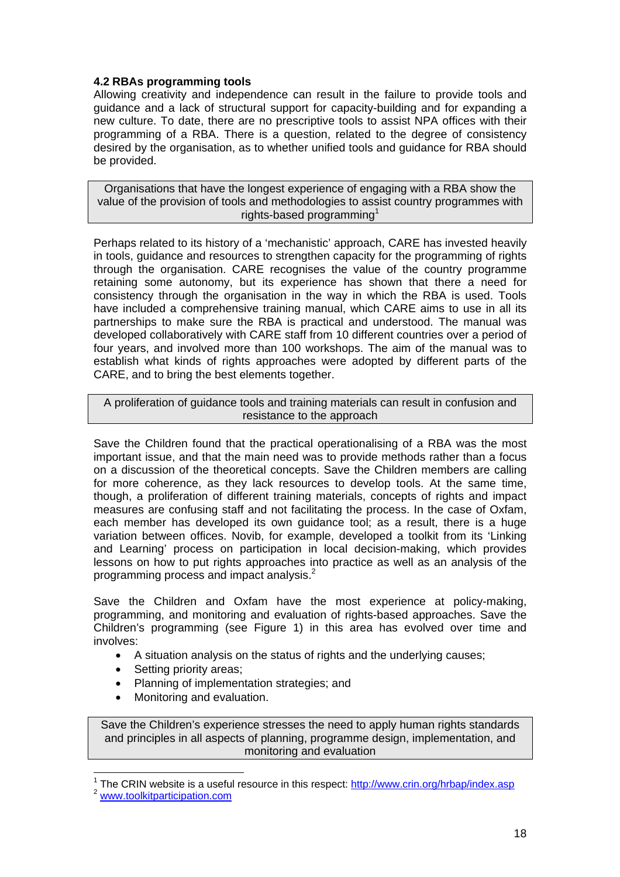### 4.2 RBAs programming tools

Allowing creativity and independence can result in the failure to provide tools and guidance and a lack of structural support for capacity-building and for expanding a new culture. To date, there are no prescriptive tools to assist NPA offices with their programming of a RBA. There is a question, related to the degree of consistency desired by the organisation, as to whether unified tools and guidance for RBA should be provided.

> Organisations that have the longest experience of engaging with a RBA show the value of the provision of tools and methodologies to assist country programmes with rights-based programming[1]

Perhaps related to its history of a 'mechanistic' approach, CARE has invested heavily in tools, guidance and resources to strengthen capacity for the programming of rights through the organisation. CARE recognises the value of the country programme retaining some autonomy, but its experience has shown that there a need for consistency through the organisation in the way in which the RBA is used. Tools have included a comprehensive training manual, which CARE aims to use in all its partnerships to make sure the RBA is practical and understood. The manual was developed collaboratively with CARE staff from 10 different countries over a period of four years, and involved more than 100 workshops. The aim of the manual was to establish what kinds of rights approaches were adopted by different parts of the CARE, and to bring the best elements together.

> A proliferation of guidance tools and training materials can result in confusion and resistance to the approach

Save the Children found that the practical operationalising of a RBA was the most important issue, and that the main need was to provide methods rather than a focus on a discussion of the theoretical concepts. Save the Children members are calling for more coherence, as they lack resources to develop tools. At the same time, though, a proliferation of different training materials, concepts of rights and impact measures are confusing staff and not facilitating the process. In the case of Oxfam, each member has developed its own guidance tool; as a result, there is a huge variation between offices. Novib, for example, developed a toolkit from its 'Linking and Learning' process on participation in local decision-making, which provides lessons on how to put rights approaches into practice as well as an analysis of the programming process and impact analysis.[2]

Save the Children and Oxfam have the most experience at policy-making, programming, and monitoring and evaluation of rights-based approaches. Save the Children's programming (see Figure 1) in this area has evolved over time and involves:

- A situation analysis on the status of rights and the underlying causes;
- Setting priority areas;
- Planning of implementation strategies; and
- Monitoring and evaluation.

> Save the Children's experience stresses the need to apply human rights standards and principles in all aspects of planning, programme design, implementation, and monitoring and evaluation

---

[1] The CRIN website is a useful resource in this respect: http://www.crin.org/hrbap/index.asp

[2] www.toolkitparticipation.com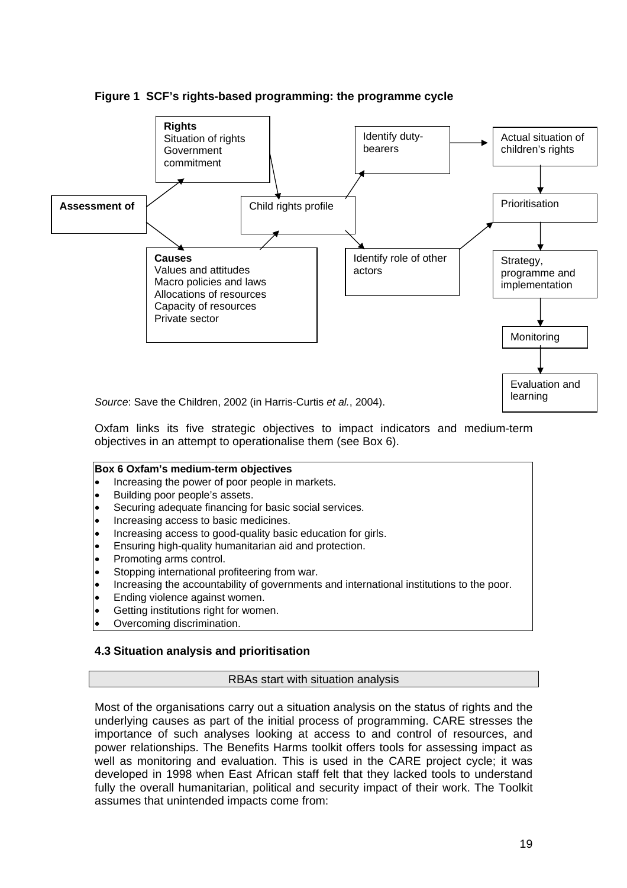**Figure 1 SCF's rights-based programming: the programme cycle**

**Assessment of**

**Rights**
Situation of rights
Government commitment

**Causes**
Values and attitudes
Macro policies and laws
Allocations of resources
Capacity of resources
Private sector

Child rights profile

Identify duty-bearers

Identify role of other actors

Actual situation of children's rights

Prioritisation

Strategy, programme and implementation

Monitoring

Evaluation and learning

*Source*: Save the Children, 2002 (in Harris-Curtis *et al.*, 2004).

Oxfam links its five strategic objectives to impact indicators and medium-term objectives in an attempt to operationalise them (see Box 6).

**Box 6 Oxfam's medium-term objectives**

- Increasing the power of poor people in markets.
- Building poor people's assets.
- Securing adequate financing for basic social services.
- Increasing access to basic medicines.
- Increasing access to good-quality basic education for girls.
- Ensuring high-quality humanitarian aid and protection.
- Promoting arms control.
- Stopping international profiteering from war.
- Increasing the accountability of governments and international institutions to the poor.
- Ending violence against women.
- Getting institutions right for women.
- Overcoming discrimination.

### 4.3 Situation analysis and prioritisation

RBAs start with situation analysis

Most of the organisations carry out a situation analysis on the status of rights and the underlying causes as part of the initial process of programming. CARE stresses the importance of such analyses looking at access to and control of resources, and power relationships. The Benefits Harms toolkit offers tools for assessing impact as well as monitoring and evaluation. This is used in the CARE project cycle; it was developed in 1998 when East African staff felt that they lacked tools to understand fully the overall humanitarian, political and security impact of their work. The Toolkit assumes that unintended impacts come from: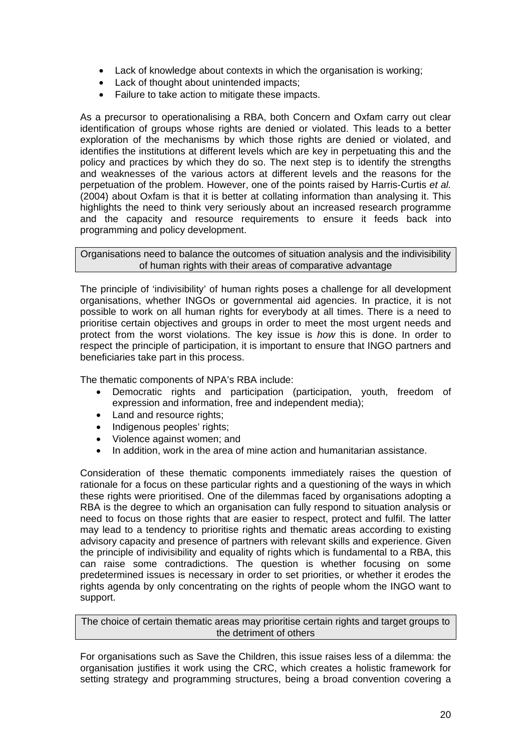- Lack of knowledge about contexts in which the organisation is working;
- Lack of thought about unintended impacts;
- Failure to take action to mitigate these impacts.

As a precursor to operationalising a RBA, both Concern and Oxfam carry out clear identification of groups whose rights are denied or violated. This leads to a better exploration of the mechanisms by which those rights are denied or violated, and identifies the institutions at different levels which are key in perpetuating this and the policy and practices by which they do so. The next step is to identify the strengths and weaknesses of the various actors at different levels and the reasons for the perpetuation of the problem. However, one of the points raised by Harris-Curtis *et al.* (2004) about Oxfam is that it is better at collating information than analysing it. This highlights the need to think very seriously about an increased research programme and the capacity and resource requirements to ensure it feeds back into programming and policy development.

> Organisations need to balance the outcomes of situation analysis and the indivisibility of human rights with their areas of comparative advantage

The principle of 'indivisibility' of human rights poses a challenge for all development organisations, whether INGOs or governmental aid agencies. In practice, it is not possible to work on all human rights for everybody at all times. There is a need to prioritise certain objectives and groups in order to meet the most urgent needs and protect from the worst violations. The key issue is *how* this is done. In order to respect the principle of participation, it is important to ensure that INGO partners and beneficiaries take part in this process.

The thematic components of NPA's RBA include:

- Democratic rights and participation (participation, youth, freedom of expression and information, free and independent media);
- Land and resource rights;
- Indigenous peoples' rights;
- Violence against women; and
- In addition, work in the area of mine action and humanitarian assistance.

Consideration of these thematic components immediately raises the question of rationale for a focus on these particular rights and a questioning of the ways in which these rights were prioritised. One of the dilemmas faced by organisations adopting a RBA is the degree to which an organisation can fully respond to situation analysis or need to focus on those rights that are easier to respect, protect and fulfil. The latter may lead to a tendency to prioritise rights and thematic areas according to existing advisory capacity and presence of partners with relevant skills and experience. Given the principle of indivisibility and equality of rights which is fundamental to a RBA, this can raise some contradictions. The question is whether focusing on some predetermined issues is necessary in order to set priorities, or whether it erodes the rights agenda by only concentrating on the rights of people whom the INGO want to support.

> The choice of certain thematic areas may prioritise certain rights and target groups to the detriment of others

For organisations such as Save the Children, this issue raises less of a dilemma: the organisation justifies it work using the CRC, which creates a holistic framework for setting strategy and programming structures, being a broad convention covering a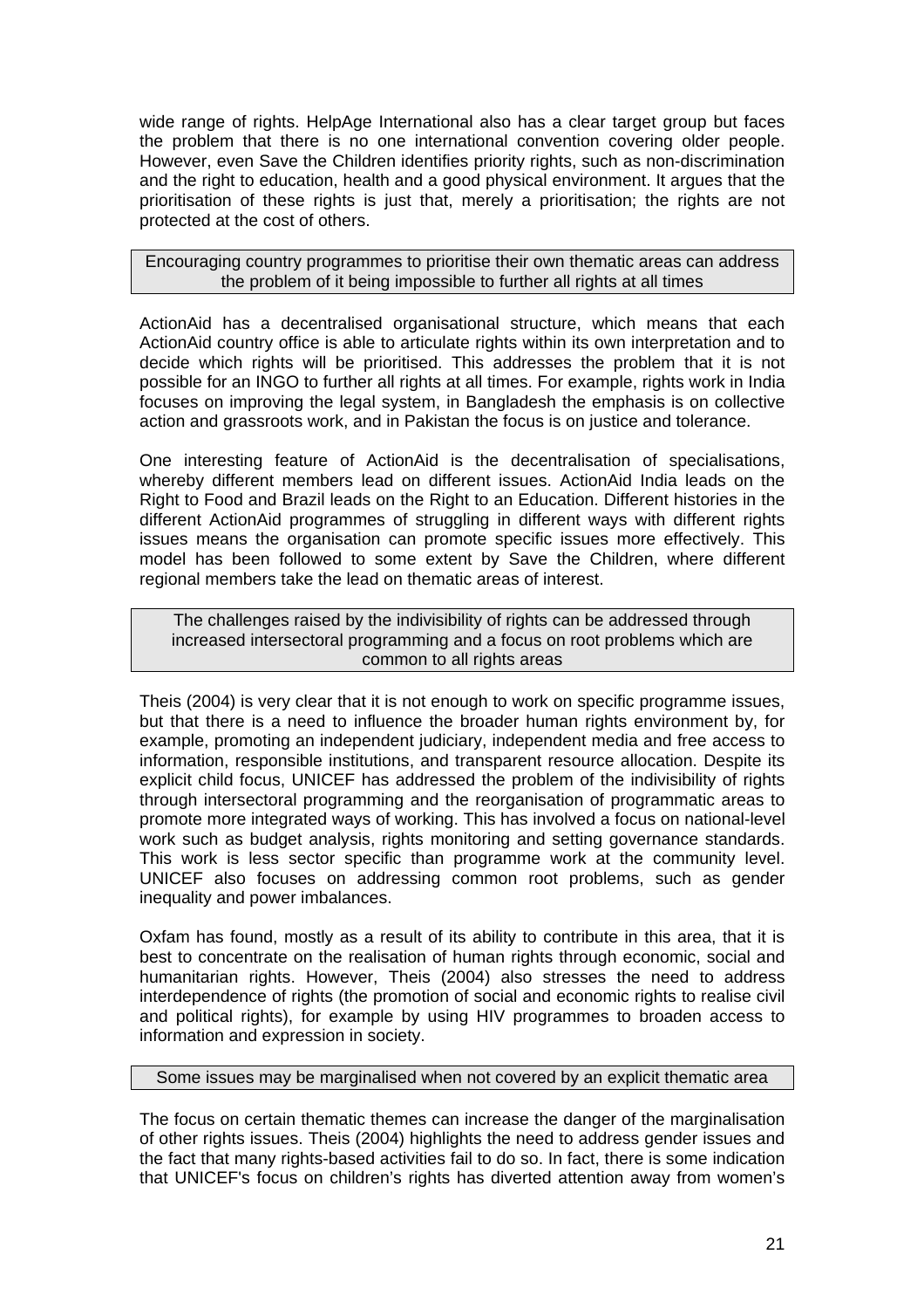wide range of rights. HelpAge International also has a clear target group but faces the problem that there is no one international convention covering older people. However, even Save the Children identifies priority rights, such as non-discrimination and the right to education, health and a good physical environment. It argues that the prioritisation of these rights is just that, merely a prioritisation; the rights are not protected at the cost of others.

**Encouraging country programmes to prioritise their own thematic areas can address the problem of it being impossible to further all rights at all times**

ActionAid has a decentralised organisational structure, which means that each ActionAid country office is able to articulate rights within its own interpretation and to decide which rights will be prioritised. This addresses the problem that it is not possible for an INGO to further all rights at all times. For example, rights work in India focuses on improving the legal system, in Bangladesh the emphasis is on collective action and grassroots work, and in Pakistan the focus is on justice and tolerance.

One interesting feature of ActionAid is the decentralisation of specialisations, whereby different members lead on different issues. ActionAid India leads on the Right to Food and Brazil leads on the Right to an Education. Different histories in the different ActionAid programmes of struggling in different ways with different rights issues means the organisation can promote specific issues more effectively. This model has been followed to some extent by Save the Children, where different regional members take the lead on thematic areas of interest.

**The challenges raised by the indivisibility of rights can be addressed through increased intersectoral programming and a focus on root problems which are common to all rights areas**

Theis (2004) is very clear that it is not enough to work on specific programme issues, but that there is a need to influence the broader human rights environment by, for example, promoting an independent judiciary, independent media and free access to information, responsible institutions, and transparent resource allocation. Despite its explicit child focus, UNICEF has addressed the problem of the indivisibility of rights through intersectoral programming and the reorganisation of programmatic areas to promote more integrated ways of working. This has involved a focus on national-level work such as budget analysis, rights monitoring and setting governance standards. This work is less sector specific than programme work at the community level. UNICEF also focuses on addressing common root problems, such as gender inequality and power imbalances.

Oxfam has found, mostly as a result of its ability to contribute in this area, that it is best to concentrate on the realisation of human rights through economic, social and humanitarian rights. However, Theis (2004) also stresses the need to address interdependence of rights (the promotion of social and economic rights to realise civil and political rights), for example by using HIV programmes to broaden access to information and expression in society.

**Some issues may be marginalised when not covered by an explicit thematic area**

The focus on certain thematic themes can increase the danger of the marginalisation of other rights issues. Theis (2004) highlights the need to address gender issues and the fact that many rights-based activities fail to do so. In fact, there is some indication that UNICEF's focus on children's rights has diverted attention away from women's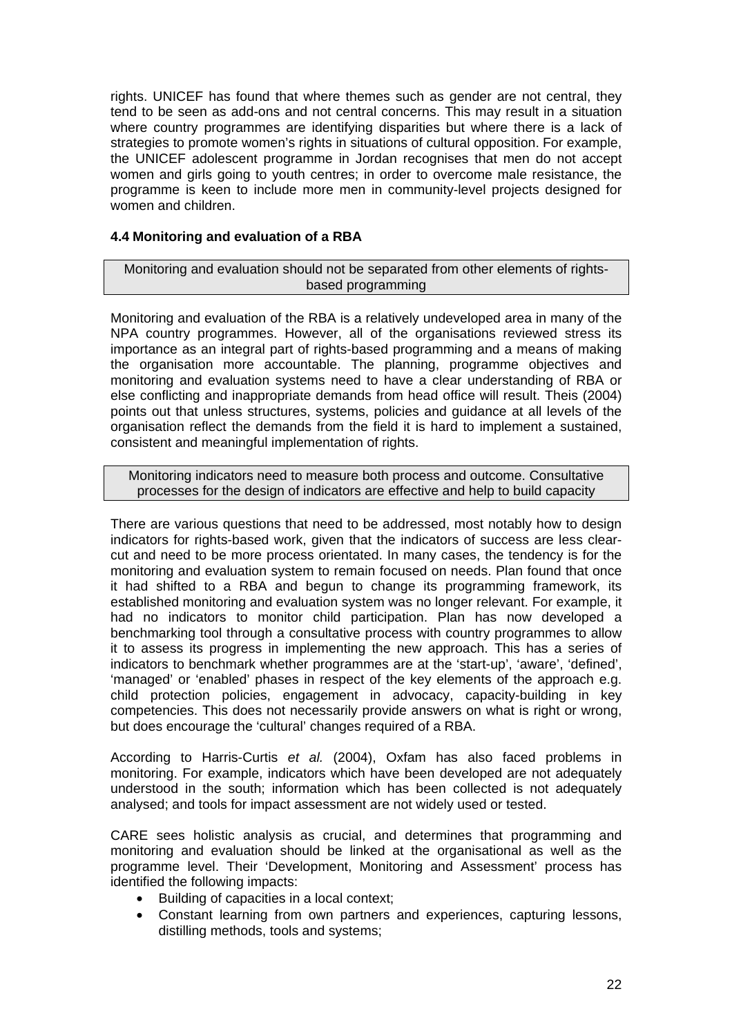rights. UNICEF has found that where themes such as gender are not central, they tend to be seen as add-ons and not central concerns. This may result in a situation where country programmes are identifying disparities but where there is a lack of strategies to promote women's rights in situations of cultural opposition. For example, the UNICEF adolescent programme in Jordan recognises that men do not accept women and girls going to youth centres; in order to overcome male resistance, the programme is keen to include more men in community-level projects designed for women and children.

### 4.4 Monitoring and evaluation of a RBA

> Monitoring and evaluation should not be separated from other elements of rights-based programming

Monitoring and evaluation of the RBA is a relatively undeveloped area in many of the NPA country programmes. However, all of the organisations reviewed stress its importance as an integral part of rights-based programming and a means of making the organisation more accountable. The planning, programme objectives and monitoring and evaluation systems need to have a clear understanding of RBA or else conflicting and inappropriate demands from head office will result. Theis (2004) points out that unless structures, systems, policies and guidance at all levels of the organisation reflect the demands from the field it is hard to implement a sustained, consistent and meaningful implementation of rights.

> Monitoring indicators need to measure both process and outcome. Consultative processes for the design of indicators are effective and help to build capacity

There are various questions that need to be addressed, most notably how to design indicators for rights-based work, given that the indicators of success are less clear-cut and need to be more process orientated. In many cases, the tendency is for the monitoring and evaluation system to remain focused on needs. Plan found that once it had shifted to a RBA and begun to change its programming framework, its established monitoring and evaluation system was no longer relevant. For example, it had no indicators to monitor child participation. Plan has now developed a benchmarking tool through a consultative process with country programmes to allow it to assess its progress in implementing the new approach. This has a series of indicators to benchmark whether programmes are at the 'start-up', 'aware', 'defined', 'managed' or 'enabled' phases in respect of the key elements of the approach e.g. child protection policies, engagement in advocacy, capacity-building in key competencies. This does not necessarily provide answers on what is right or wrong, but does encourage the 'cultural' changes required of a RBA.

According to Harris-Curtis *et al.* (2004), Oxfam has also faced problems in monitoring. For example, indicators which have been developed are not adequately understood in the south; information which has been collected is not adequately analysed; and tools for impact assessment are not widely used or tested.

CARE sees holistic analysis as crucial, and determines that programming and monitoring and evaluation should be linked at the organisational as well as the programme level. Their 'Development, Monitoring and Assessment' process has identified the following impacts:

- Building of capacities in a local context;
- Constant learning from own partners and experiences, capturing lessons, distilling methods, tools and systems;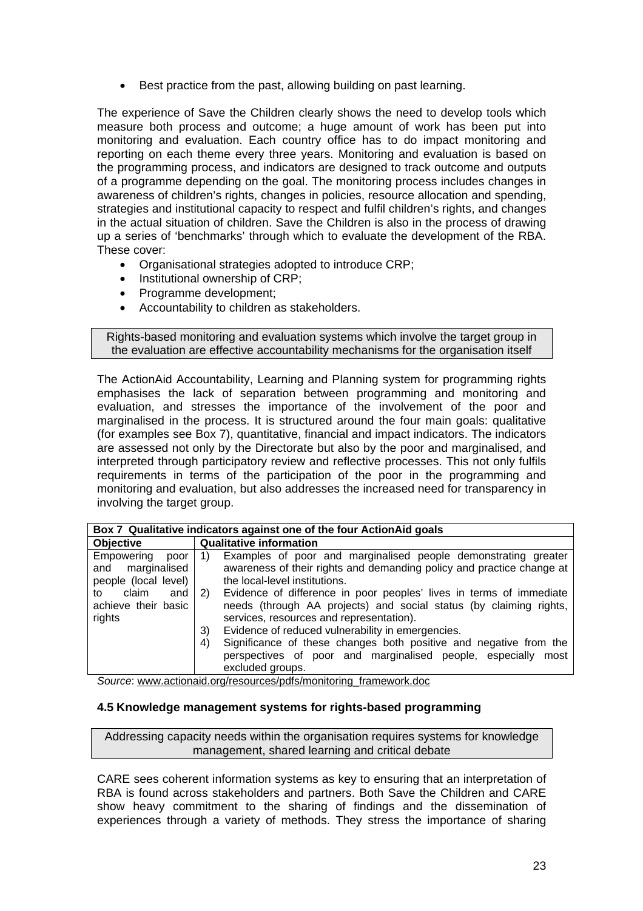- Best practice from the past, allowing building on past learning.

The experience of Save the Children clearly shows the need to develop tools which measure both process and outcome; a huge amount of work has been put into monitoring and evaluation. Each country office has to do impact monitoring and reporting on each theme every three years. Monitoring and evaluation is based on the programming process, and indicators are designed to track outcome and outputs of a programme depending on the goal. The monitoring process includes changes in awareness of children's rights, changes in policies, resource allocation and spending, strategies and institutional capacity to respect and fulfil children's rights, and changes in the actual situation of children. Save the Children is also in the process of drawing up a series of 'benchmarks' through which to evaluate the development of the RBA. These cover:

- Organisational strategies adopted to introduce CRP;
- Institutional ownership of CRP;
- Programme development;
- Accountability to children as stakeholders.

> Rights-based monitoring and evaluation systems which involve the target group in the evaluation are effective accountability mechanisms for the organisation itself

The ActionAid Accountability, Learning and Planning system for programming rights emphasises the lack of separation between programming and monitoring and evaluation, and stresses the importance of the involvement of the poor and marginalised in the process. It is structured around the four main goals: qualitative (for examples see Box 7), quantitative, financial and impact indicators. The indicators are assessed not only by the Directorate but also by the poor and marginalised, and interpreted through participatory review and reflective processes. This not only fulfils requirements in terms of the participation of the poor in the programming and monitoring and evaluation, but also addresses the increased need for transparency in involving the target group.

**Box 7 Qualitative indicators against one of the four ActionAid goals**

| Objective | Qualitative information |
|---|---|
| Empowering poor and marginalised people (local level) to claim and achieve their basic rights | 1) Examples of poor and marginalised people demonstrating greater awareness of their rights and demanding policy and practice change at the local-level institutions.<br>2) Evidence of difference in poor peoples' lives in terms of immediate needs (through AA projects) and social status (by claiming rights, services, resources and representation).<br>3) Evidence of reduced vulnerability in emergencies.<br>4) Significance of these changes both positive and negative from the perspectives of poor and marginalised people, especially most excluded groups. |

*Source*: www.actionaid.org/resources/pdfs/monitoring_framework.doc

### 4.5 Knowledge management systems for rights-based programming

> Addressing capacity needs within the organisation requires systems for knowledge management, shared learning and critical debate

CARE sees coherent information systems as key to ensuring that an interpretation of RBA is found across stakeholders and partners. Both Save the Children and CARE show heavy commitment to the sharing of findings and the dissemination of experiences through a variety of methods. They stress the importance of sharing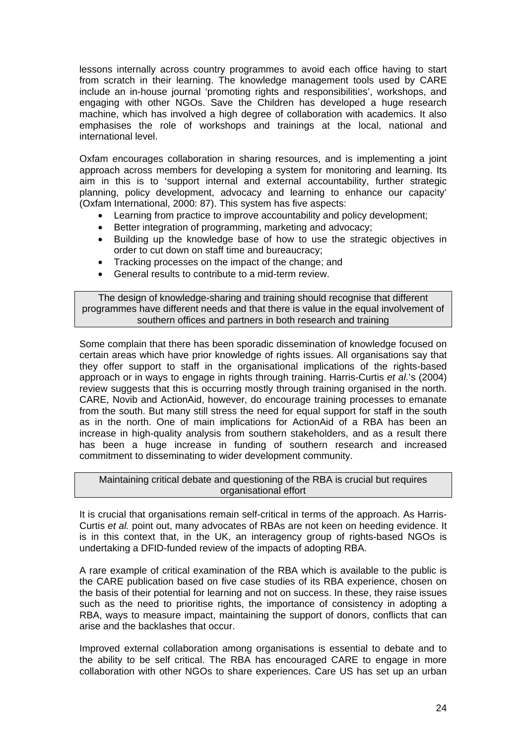lessons internally across country programmes to avoid each office having to start from scratch in their learning. The knowledge management tools used by CARE include an in-house journal 'promoting rights and responsibilities', workshops, and engaging with other NGOs. Save the Children has developed a huge research machine, which has involved a high degree of collaboration with academics. It also emphasises the role of workshops and trainings at the local, national and international level.

Oxfam encourages collaboration in sharing resources, and is implementing a joint approach across members for developing a system for monitoring and learning. Its aim in this is to 'support internal and external accountability, further strategic planning, policy development, advocacy and learning to enhance our capacity' (Oxfam International, 2000: 87). This system has five aspects:

- Learning from practice to improve accountability and policy development;
- Better integration of programming, marketing and advocacy;
- Building up the knowledge base of how to use the strategic objectives in order to cut down on staff time and bureaucracy;
- Tracking processes on the impact of the change; and
- General results to contribute to a mid-term review.

> The design of knowledge-sharing and training should recognise that different programmes have different needs and that there is value in the equal involvement of southern offices and partners in both research and training

Some complain that there has been sporadic dissemination of knowledge focused on certain areas which have prior knowledge of rights issues. All organisations say that they offer support to staff in the organisational implications of the rights-based approach or in ways to engage in rights through training. Harris-Curtis *et al.*'s (2004) review suggests that this is occurring mostly through training organised in the north. CARE, Novib and ActionAid, however, do encourage training processes to emanate from the south. But many still stress the need for equal support for staff in the south as in the north. One of main implications for ActionAid of a RBA has been an increase in high-quality analysis from southern stakeholders, and as a result there has been a huge increase in funding of southern research and increased commitment to disseminating to wider development community.

> Maintaining critical debate and questioning of the RBA is crucial but requires organisational effort

It is crucial that organisations remain self-critical in terms of the approach. As Harris-Curtis *et al.* point out, many advocates of RBAs are not keen on heeding evidence. It is in this context that, in the UK, an interagency group of rights-based NGOs is undertaking a DFID-funded review of the impacts of adopting RBA.

A rare example of critical examination of the RBA which is available to the public is the CARE publication based on five case studies of its RBA experience, chosen on the basis of their potential for learning and not on success. In these, they raise issues such as the need to prioritise rights, the importance of consistency in adopting a RBA, ways to measure impact, maintaining the support of donors, conflicts that can arise and the backlashes that occur.

Improved external collaboration among organisations is essential to debate and to the ability to be self critical. The RBA has encouraged CARE to engage in more collaboration with other NGOs to share experiences. Care US has set up an urban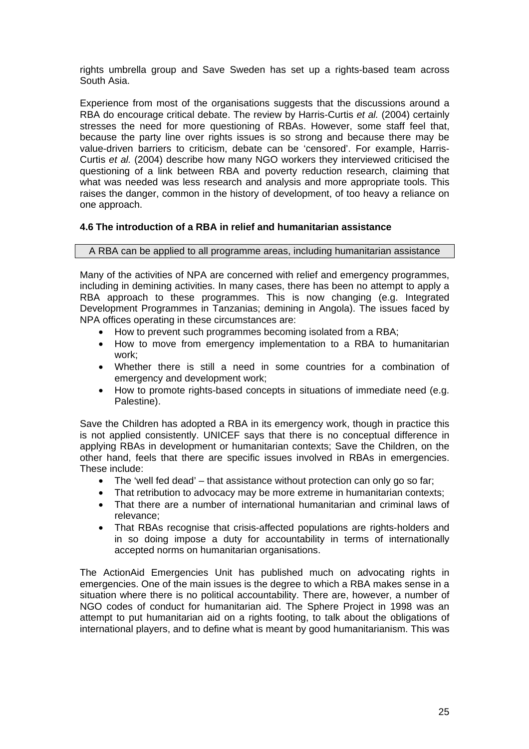rights umbrella group and Save Sweden has set up a rights-based team across South Asia.

Experience from most of the organisations suggests that the discussions around a RBA do encourage critical debate. The review by Harris-Curtis *et al.* (2004) certainly stresses the need for more questioning of RBAs. However, some staff feel that, because the party line over rights issues is so strong and because there may be value-driven barriers to criticism, debate can be 'censored'. For example, Harris-Curtis *et al.* (2004) describe how many NGO workers they interviewed criticised the questioning of a link between RBA and poverty reduction research, claiming that what was needed was less research and analysis and more appropriate tools. This raises the danger, common in the history of development, of too heavy a reliance on one approach.

### 4.6 The introduction of a RBA in relief and humanitarian assistance

| A RBA can be applied to all programme areas, including humanitarian assistance |
|---|

Many of the activities of NPA are concerned with relief and emergency programmes, including in demining activities. In many cases, there has been no attempt to apply a RBA approach to these programmes. This is now changing (e.g. Integrated Development Programmes in Tanzanias; demining in Angola). The issues faced by NPA offices operating in these circumstances are:

- How to prevent such programmes becoming isolated from a RBA;
- How to move from emergency implementation to a RBA to humanitarian work;
- Whether there is still a need in some countries for a combination of emergency and development work;
- How to promote rights-based concepts in situations of immediate need (e.g. Palestine).

Save the Children has adopted a RBA in its emergency work, though in practice this is not applied consistently. UNICEF says that there is no conceptual difference in applying RBAs in development or humanitarian contexts; Save the Children, on the other hand, feels that there are specific issues involved in RBAs in emergencies. These include:

- The 'well fed dead' – that assistance without protection can only go so far;
- That retribution to advocacy may be more extreme in humanitarian contexts;
- That there are a number of international humanitarian and criminal laws of relevance;
- That RBAs recognise that crisis-affected populations are rights-holders and in so doing impose a duty for accountability in terms of internationally accepted norms on humanitarian organisations.

The ActionAid Emergencies Unit has published much on advocating rights in emergencies. One of the main issues is the degree to which a RBA makes sense in a situation where there is no political accountability. There are, however, a number of NGO codes of conduct for humanitarian aid. The Sphere Project in 1998 was an attempt to put humanitarian aid on a rights footing, to talk about the obligations of international players, and to define what is meant by good humanitarianism. This was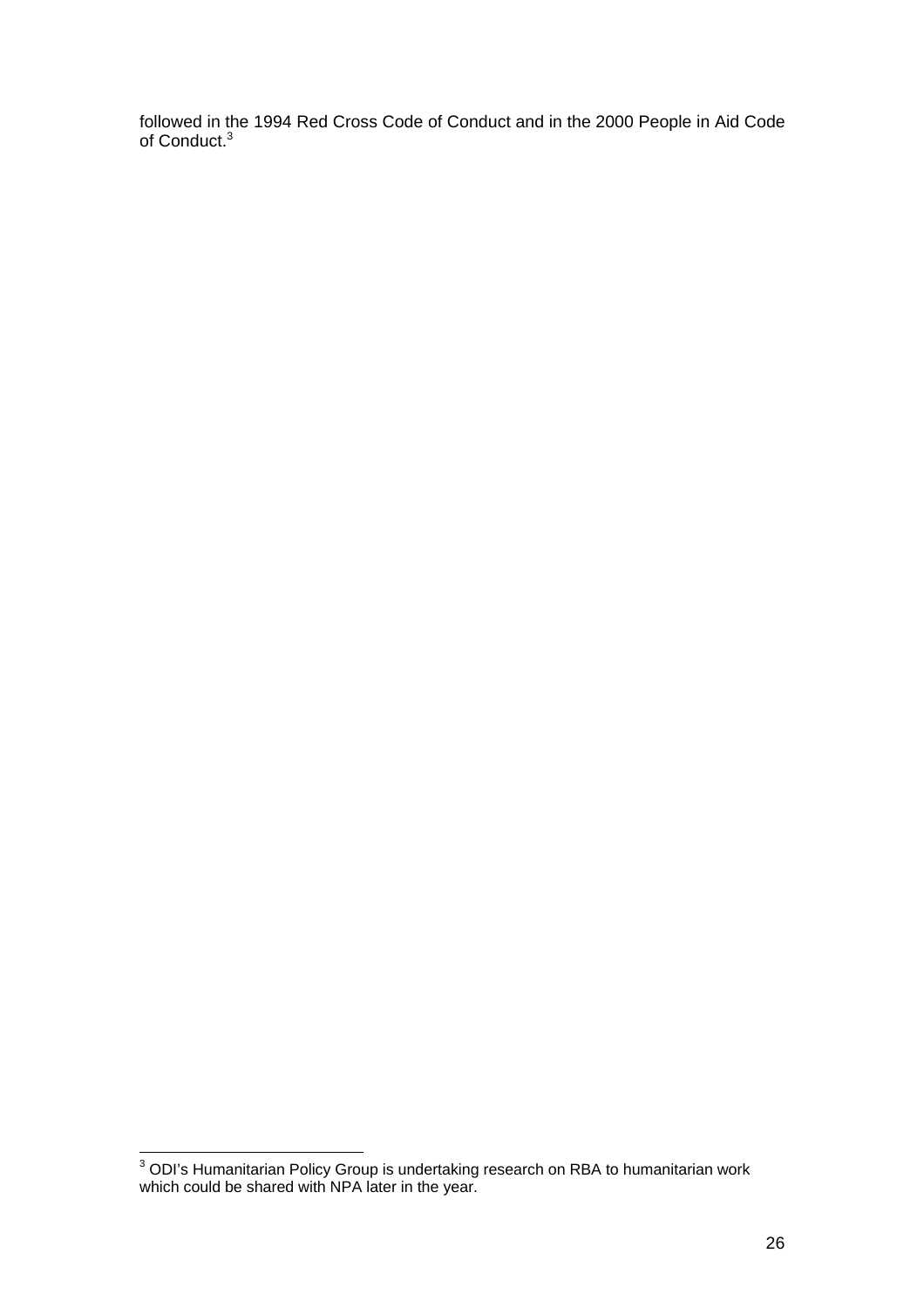followed in the 1994 Red Cross Code of Conduct and in the 2000 People in Aid Code of Conduct.[3]

[3] ODI's Humanitarian Policy Group is undertaking research on RBA to humanitarian work which could be shared with NPA later in the year.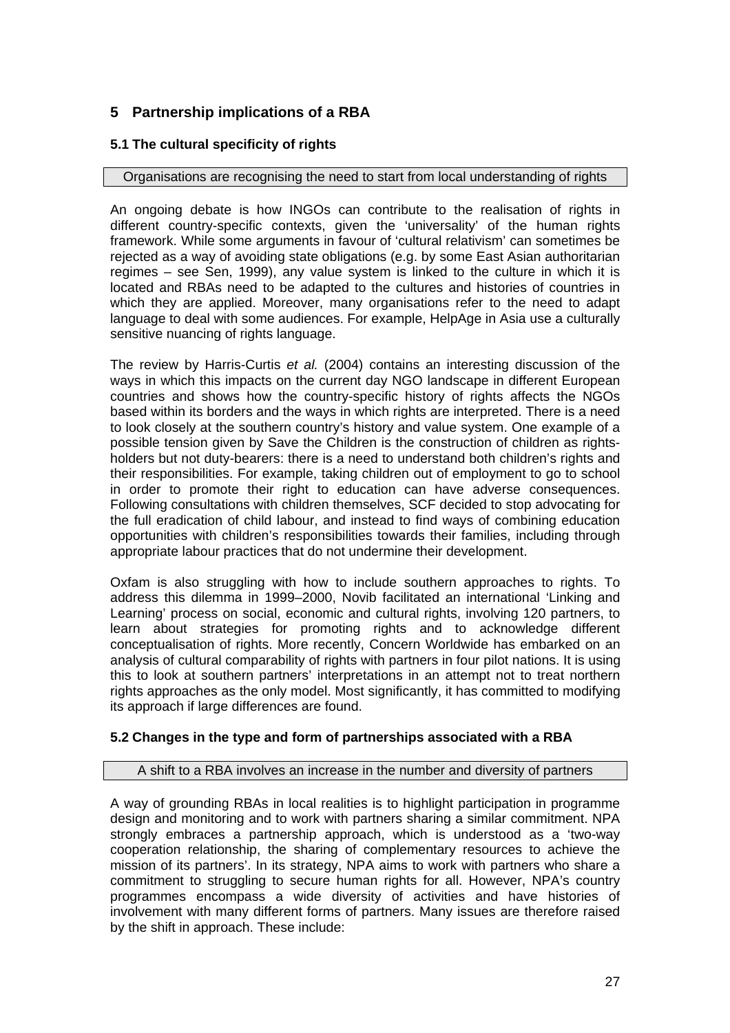## 5 Partnership implications of a RBA

### 5.1 The cultural specificity of rights

Organisations are recognising the need to start from local understanding of rights

An ongoing debate is how INGOs can contribute to the realisation of rights in different country-specific contexts, given the 'universality' of the human rights framework. While some arguments in favour of 'cultural relativism' can sometimes be rejected as a way of avoiding state obligations (e.g. by some East Asian authoritarian regimes – see Sen, 1999), any value system is linked to the culture in which it is located and RBAs need to be adapted to the cultures and histories of countries in which they are applied. Moreover, many organisations refer to the need to adapt language to deal with some audiences. For example, HelpAge in Asia use a culturally sensitive nuancing of rights language.

The review by Harris-Curtis *et al.* (2004) contains an interesting discussion of the ways in which this impacts on the current day NGO landscape in different European countries and shows how the country-specific history of rights affects the NGOs based within its borders and the ways in which rights are interpreted. There is a need to look closely at the southern country's history and value system. One example of a possible tension given by Save the Children is the construction of children as rights-holders but not duty-bearers: there is a need to understand both children's rights and their responsibilities. For example, taking children out of employment to go to school in order to promote their right to education can have adverse consequences. Following consultations with children themselves, SCF decided to stop advocating for the full eradication of child labour, and instead to find ways of combining education opportunities with children's responsibilities towards their families, including through appropriate labour practices that do not undermine their development.

Oxfam is also struggling with how to include southern approaches to rights. To address this dilemma in 1999–2000, Novib facilitated an international 'Linking and Learning' process on social, economic and cultural rights, involving 120 partners, to learn about strategies for promoting rights and to acknowledge different conceptualisation of rights. More recently, Concern Worldwide has embarked on an analysis of cultural comparability of rights with partners in four pilot nations. It is using this to look at southern partners' interpretations in an attempt not to treat northern rights approaches as the only model. Most significantly, it has committed to modifying its approach if large differences are found.

### 5.2 Changes in the type and form of partnerships associated with a RBA

A shift to a RBA involves an increase in the number and diversity of partners

A way of grounding RBAs in local realities is to highlight participation in programme design and monitoring and to work with partners sharing a similar commitment. NPA strongly embraces a partnership approach, which is understood as a 'two-way cooperation relationship, the sharing of complementary resources to achieve the mission of its partners'. In its strategy, NPA aims to work with partners who share a commitment to struggling to secure human rights for all. However, NPA's country programmes encompass a wide diversity of activities and have histories of involvement with many different forms of partners. Many issues are therefore raised by the shift in approach. These include: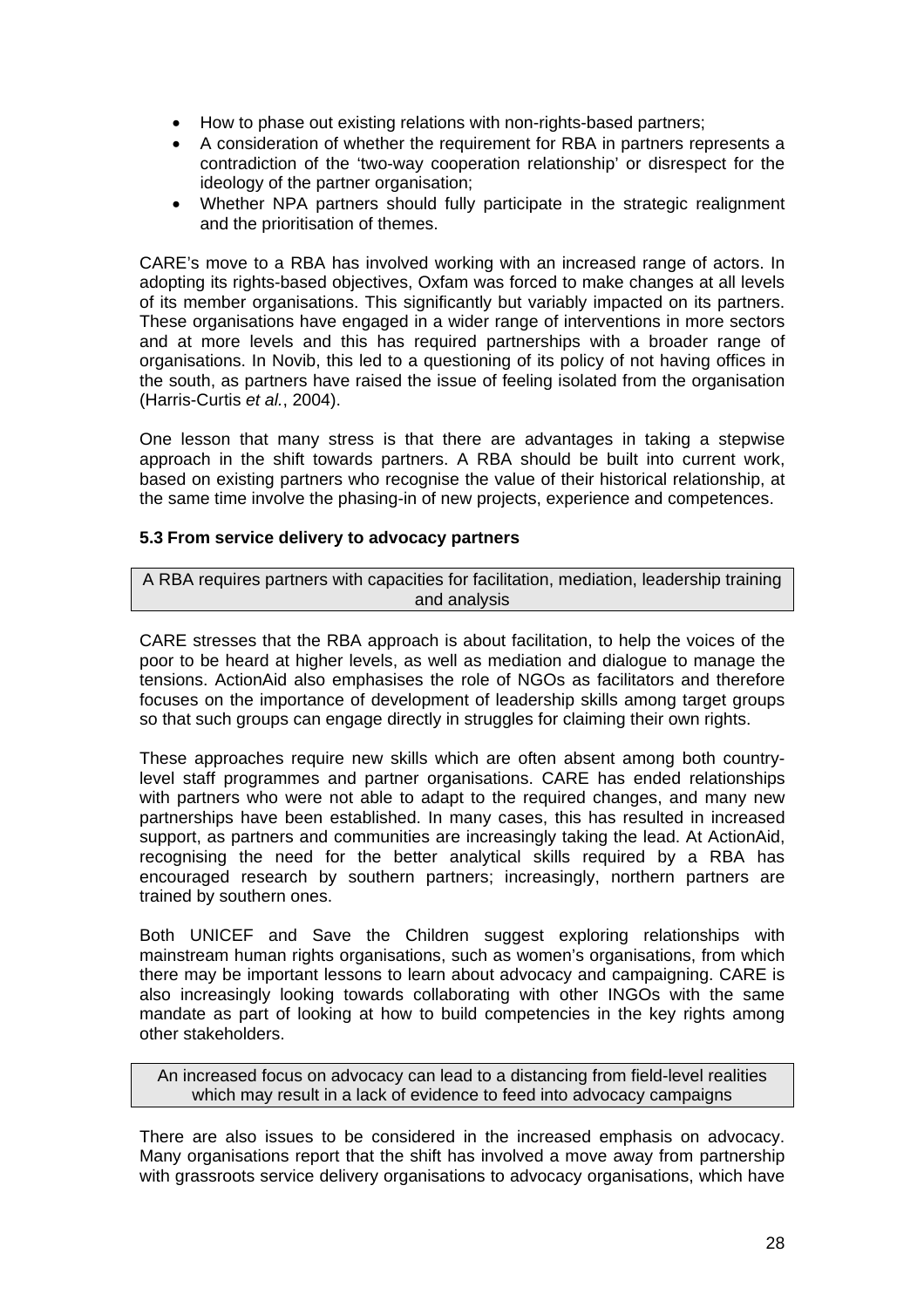- How to phase out existing relations with non-rights-based partners;
- A consideration of whether the requirement for RBA in partners represents a contradiction of the 'two-way cooperation relationship' or disrespect for the ideology of the partner organisation;
- Whether NPA partners should fully participate in the strategic realignment and the prioritisation of themes.

CARE's move to a RBA has involved working with an increased range of actors. In adopting its rights-based objectives, Oxfam was forced to make changes at all levels of its member organisations. This significantly but variably impacted on its partners. These organisations have engaged in a wider range of interventions in more sectors and at more levels and this has required partnerships with a broader range of organisations. In Novib, this led to a questioning of its policy of not having offices in the south, as partners have raised the issue of feeling isolated from the organisation (Harris-Curtis *et al.*, 2004).

One lesson that many stress is that there are advantages in taking a stepwise approach in the shift towards partners. A RBA should be built into current work, based on existing partners who recognise the value of their historical relationship, at the same time involve the phasing-in of new projects, experience and competences.

### 5.3 From service delivery to advocacy partners

> A RBA requires partners with capacities for facilitation, mediation, leadership training and analysis

CARE stresses that the RBA approach is about facilitation, to help the voices of the poor to be heard at higher levels, as well as mediation and dialogue to manage the tensions. ActionAid also emphasises the role of NGOs as facilitators and therefore focuses on the importance of development of leadership skills among target groups so that such groups can engage directly in struggles for claiming their own rights.

These approaches require new skills which are often absent among both country-level staff programmes and partner organisations. CARE has ended relationships with partners who were not able to adapt to the required changes, and many new partnerships have been established. In many cases, this has resulted in increased support, as partners and communities are increasingly taking the lead. At ActionAid, recognising the need for the better analytical skills required by a RBA has encouraged research by southern partners; increasingly, northern partners are trained by southern ones.

Both UNICEF and Save the Children suggest exploring relationships with mainstream human rights organisations, such as women's organisations, from which there may be important lessons to learn about advocacy and campaigning. CARE is also increasingly looking towards collaborating with other INGOs with the same mandate as part of looking at how to build competencies in the key rights among other stakeholders.

> An increased focus on advocacy can lead to a distancing from field-level realities which may result in a lack of evidence to feed into advocacy campaigns

There are also issues to be considered in the increased emphasis on advocacy. Many organisations report that the shift has involved a move away from partnership with grassroots service delivery organisations to advocacy organisations, which have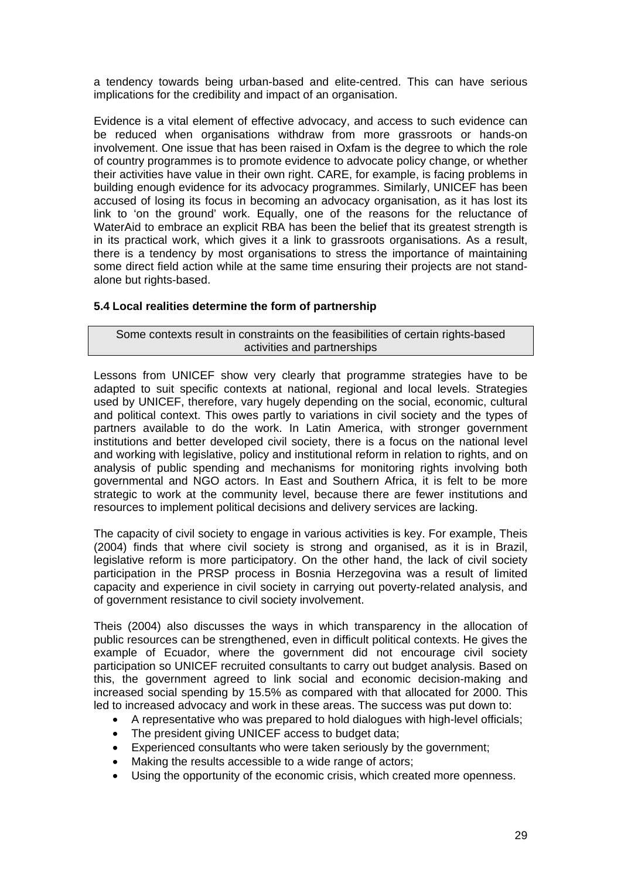a tendency towards being urban-based and elite-centred. This can have serious implications for the credibility and impact of an organisation.

Evidence is a vital element of effective advocacy, and access to such evidence can be reduced when organisations withdraw from more grassroots or hands-on involvement. One issue that has been raised in Oxfam is the degree to which the role of country programmes is to promote evidence to advocate policy change, or whether their activities have value in their own right. CARE, for example, is facing problems in building enough evidence for its advocacy programmes. Similarly, UNICEF has been accused of losing its focus in becoming an advocacy organisation, as it has lost its link to 'on the ground' work. Equally, one of the reasons for the reluctance of WaterAid to embrace an explicit RBA has been the belief that its greatest strength is in its practical work, which gives it a link to grassroots organisations. As a result, there is a tendency by most organisations to stress the importance of maintaining some direct field action while at the same time ensuring their projects are not stand-alone but rights-based.

### 5.4 Local realities determine the form of partnership

> Some contexts result in constraints on the feasibilities of certain rights-based activities and partnerships

Lessons from UNICEF show very clearly that programme strategies have to be adapted to suit specific contexts at national, regional and local levels. Strategies used by UNICEF, therefore, vary hugely depending on the social, economic, cultural and political context. This owes partly to variations in civil society and the types of partners available to do the work. In Latin America, with stronger government institutions and better developed civil society, there is a focus on the national level and working with legislative, policy and institutional reform in relation to rights, and on analysis of public spending and mechanisms for monitoring rights involving both governmental and NGO actors. In East and Southern Africa, it is felt to be more strategic to work at the community level, because there are fewer institutions and resources to implement political decisions and delivery services are lacking.

The capacity of civil society to engage in various activities is key. For example, Theis (2004) finds that where civil society is strong and organised, as it is in Brazil, legislative reform is more participatory. On the other hand, the lack of civil society participation in the PRSP process in Bosnia Herzegovina was a result of limited capacity and experience in civil society in carrying out poverty-related analysis, and of government resistance to civil society involvement.

Theis (2004) also discusses the ways in which transparency in the allocation of public resources can be strengthened, even in difficult political contexts. He gives the example of Ecuador, where the government did not encourage civil society participation so UNICEF recruited consultants to carry out budget analysis. Based on this, the government agreed to link social and economic decision-making and increased social spending by 15.5% as compared with that allocated for 2000. This led to increased advocacy and work in these areas. The success was put down to:

- A representative who was prepared to hold dialogues with high-level officials;
- The president giving UNICEF access to budget data;
- Experienced consultants who were taken seriously by the government;
- Making the results accessible to a wide range of actors;
- Using the opportunity of the economic crisis, which created more openness.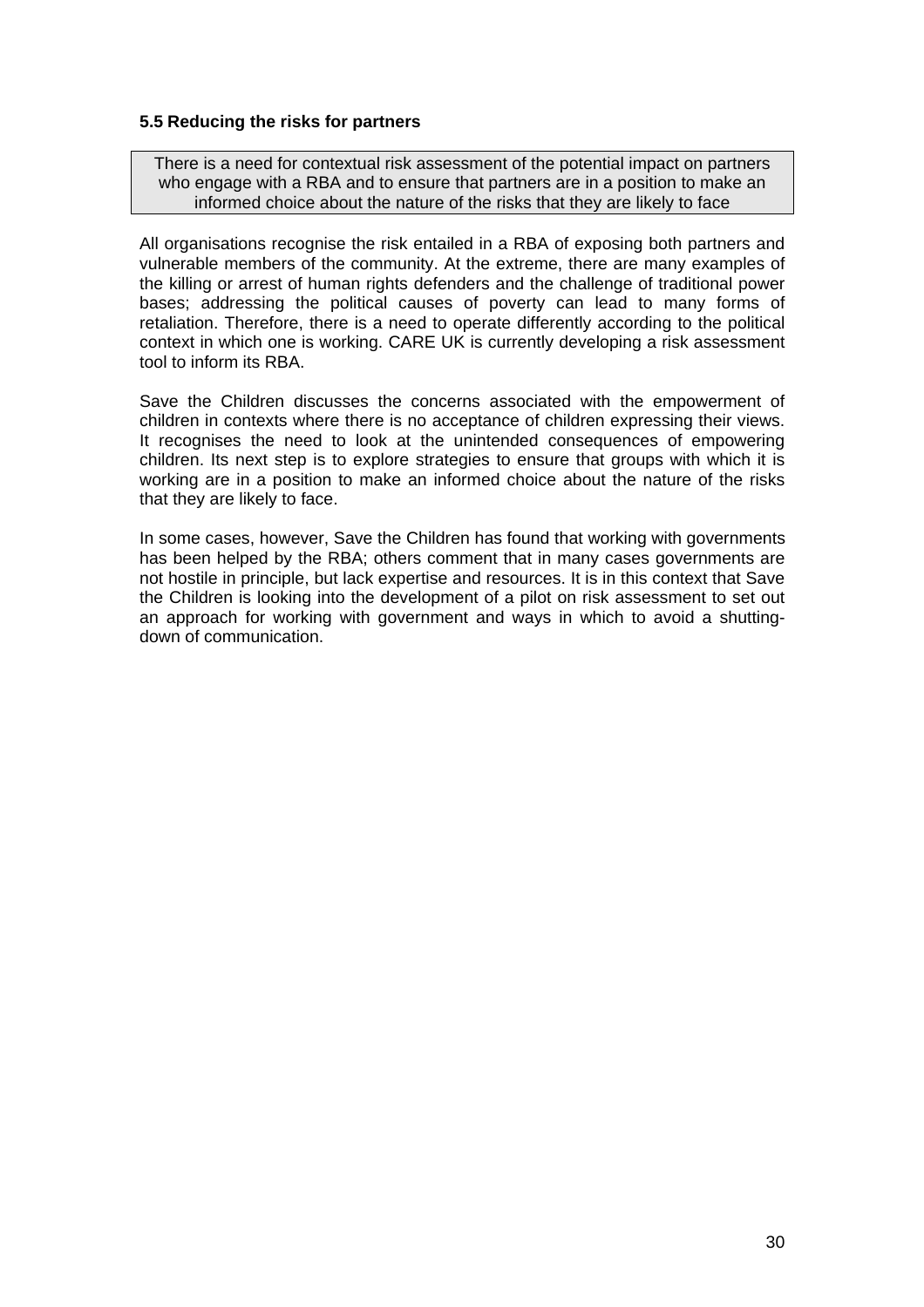### 5.5 Reducing the risks for partners

> There is a need for contextual risk assessment of the potential impact on partners who engage with a RBA and to ensure that partners are in a position to make an informed choice about the nature of the risks that they are likely to face

All organisations recognise the risk entailed in a RBA of exposing both partners and vulnerable members of the community. At the extreme, there are many examples of the killing or arrest of human rights defenders and the challenge of traditional power bases; addressing the political causes of poverty can lead to many forms of retaliation. Therefore, there is a need to operate differently according to the political context in which one is working. CARE UK is currently developing a risk assessment tool to inform its RBA.

Save the Children discusses the concerns associated with the empowerment of children in contexts where there is no acceptance of children expressing their views. It recognises the need to look at the unintended consequences of empowering children. Its next step is to explore strategies to ensure that groups with which it is working are in a position to make an informed choice about the nature of the risks that they are likely to face.

In some cases, however, Save the Children has found that working with governments has been helped by the RBA; others comment that in many cases governments are not hostile in principle, but lack expertise and resources. It is in this context that Save the Children is looking into the development of a pilot on risk assessment to set out an approach for working with government and ways in which to avoid a shutting-down of communication.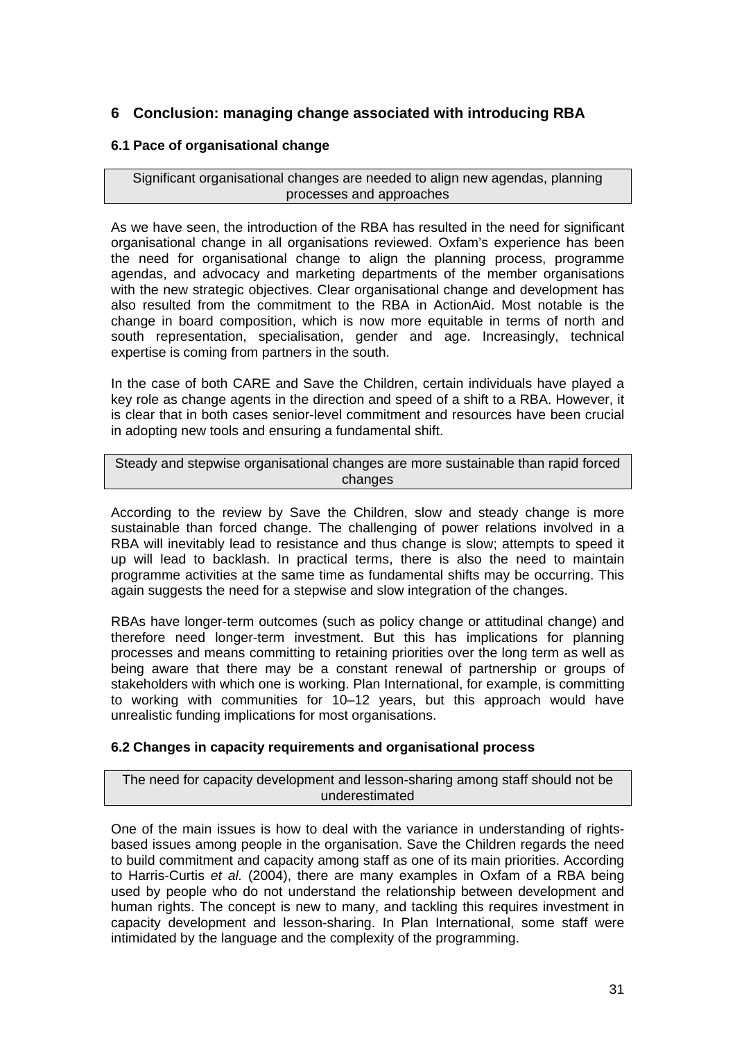# 6 Conclusion: managing change associated with introducing RBA

## 6.1 Pace of organisational change

> Significant organisational changes are needed to align new agendas, planning processes and approaches

As we have seen, the introduction of the RBA has resulted in the need for significant organisational change in all organisations reviewed. Oxfam's experience has been the need for organisational change to align the planning process, programme agendas, and advocacy and marketing departments of the member organisations with the new strategic objectives. Clear organisational change and development has also resulted from the commitment to the RBA in ActionAid. Most notable is the change in board composition, which is now more equitable in terms of north and south representation, specialisation, gender and age. Increasingly, technical expertise is coming from partners in the south.

In the case of both CARE and Save the Children, certain individuals have played a key role as change agents in the direction and speed of a shift to a RBA. However, it is clear that in both cases senior-level commitment and resources have been crucial in adopting new tools and ensuring a fundamental shift.

> Steady and stepwise organisational changes are more sustainable than rapid forced changes

According to the review by Save the Children, slow and steady change is more sustainable than forced change. The challenging of power relations involved in a RBA will inevitably lead to resistance and thus change is slow; attempts to speed it up will lead to backlash. In practical terms, there is also the need to maintain programme activities at the same time as fundamental shifts may be occurring. This again suggests the need for a stepwise and slow integration of the changes.

RBAs have longer-term outcomes (such as policy change or attitudinal change) and therefore need longer-term investment. But this has implications for planning processes and means committing to retaining priorities over the long term as well as being aware that there may be a constant renewal of partnership or groups of stakeholders with which one is working. Plan International, for example, is committing to working with communities for 10–12 years, but this approach would have unrealistic funding implications for most organisations.

## 6.2 Changes in capacity requirements and organisational process

> The need for capacity development and lesson-sharing among staff should not be underestimated

One of the main issues is how to deal with the variance in understanding of rights-based issues among people in the organisation. Save the Children regards the need to build commitment and capacity among staff as one of its main priorities. According to Harris-Curtis *et al.* (2004), there are many examples in Oxfam of a RBA being used by people who do not understand the relationship between development and human rights. The concept is new to many, and tackling this requires investment in capacity development and lesson-sharing. In Plan International, some staff were intimidated by the language and the complexity of the programming.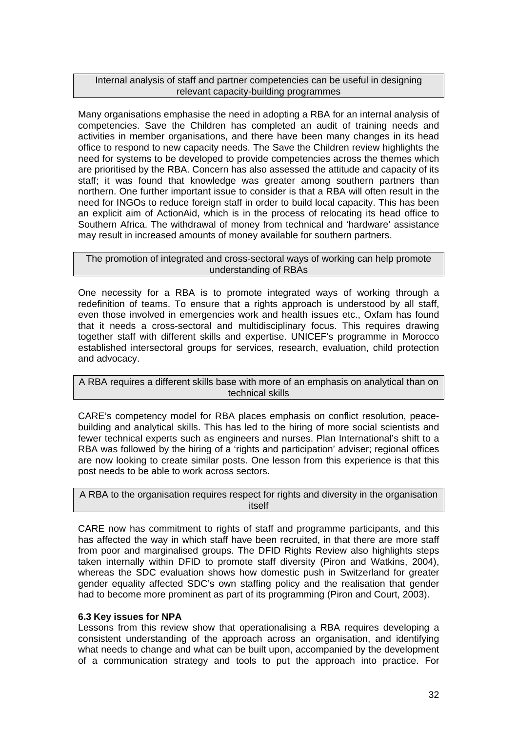**Internal analysis of staff and partner competencies can be useful in designing relevant capacity-building programmes**

Many organisations emphasise the need in adopting a RBA for an internal analysis of competencies. Save the Children has completed an audit of training needs and activities in member organisations, and there have been many changes in its head office to respond to new capacity needs. The Save the Children review highlights the need for systems to be developed to provide competencies across the themes which are prioritised by the RBA. Concern has also assessed the attitude and capacity of its staff; it was found that knowledge was greater among southern partners than northern. One further important issue to consider is that a RBA will often result in the need for INGOs to reduce foreign staff in order to build local capacity. This has been an explicit aim of ActionAid, which is in the process of relocating its head office to Southern Africa. The withdrawal of money from technical and 'hardware' assistance may result in increased amounts of money available for southern partners.

**The promotion of integrated and cross-sectoral ways of working can help promote understanding of RBAs**

One necessity for a RBA is to promote integrated ways of working through a redefinition of teams. To ensure that a rights approach is understood by all staff, even those involved in emergencies work and health issues etc., Oxfam has found that it needs a cross-sectoral and multidisciplinary focus. This requires drawing together staff with different skills and expertise. UNICEF's programme in Morocco established intersectoral groups for services, research, evaluation, child protection and advocacy.

**A RBA requires a different skills base with more of an emphasis on analytical than on technical skills**

CARE's competency model for RBA places emphasis on conflict resolution, peace-building and analytical skills. This has led to the hiring of more social scientists and fewer technical experts such as engineers and nurses. Plan International's shift to a RBA was followed by the hiring of a 'rights and participation' adviser; regional offices are now looking to create similar posts. One lesson from this experience is that this post needs to be able to work across sectors.

**A RBA to the organisation requires respect for rights and diversity in the organisation itself**

CARE now has commitment to rights of staff and programme participants, and this has affected the way in which staff have been recruited, in that there are more staff from poor and marginalised groups. The DFID Rights Review also highlights steps taken internally within DFID to promote staff diversity (Piron and Watkins, 2004), whereas the SDC evaluation shows how domestic push in Switzerland for greater gender equality affected SDC's own staffing policy and the realisation that gender had to become more prominent as part of its programming (Piron and Court, 2003).

### 6.3 Key issues for NPA

Lessons from this review show that operationalising a RBA requires developing a consistent understanding of the approach across an organisation, and identifying what needs to change and what can be built upon, accompanied by the development of a communication strategy and tools to put the approach into practice. For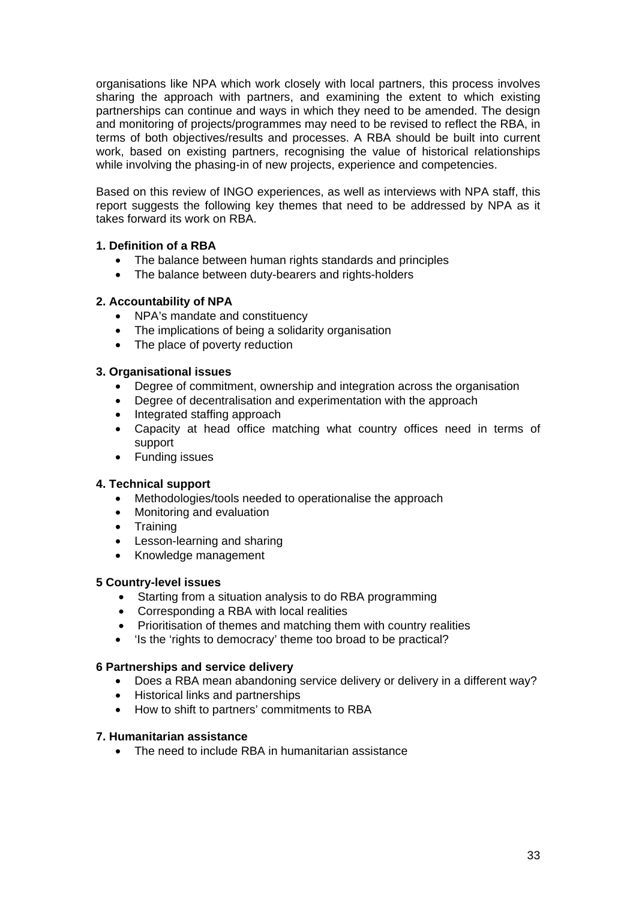organisations like NPA which work closely with local partners, this process involves sharing the approach with partners, and examining the extent to which existing partnerships can continue and ways in which they need to be amended. The design and monitoring of projects/programmes may need to be revised to reflect the RBA, in terms of both objectives/results and processes. A RBA should be built into current work, based on existing partners, recognising the value of historical relationships while involving the phasing-in of new projects, experience and competencies.

Based on this review of INGO experiences, as well as interviews with NPA staff, this report suggests the following key themes that need to be addressed by NPA as it takes forward its work on RBA.

**1. Definition of a RBA**

- The balance between human rights standards and principles
- The balance between duty-bearers and rights-holders

**2. Accountability of NPA**

- NPA's mandate and constituency
- The implications of being a solidarity organisation
- The place of poverty reduction

**3. Organisational issues**

- Degree of commitment, ownership and integration across the organisation
- Degree of decentralisation and experimentation with the approach
- Integrated staffing approach
- Capacity at head office matching what country offices need in terms of support
- Funding issues

**4. Technical support**

- Methodologies/tools needed to operationalise the approach
- Monitoring and evaluation
- Training
- Lesson-learning and sharing
- Knowledge management

**5 Country-level issues**

- Starting from a situation analysis to do RBA programming
- Corresponding a RBA with local realities
- Prioritisation of themes and matching them with country realities
- 'Is the 'rights to democracy' theme too broad to be practical?

**6 Partnerships and service delivery**

- Does a RBA mean abandoning service delivery or delivery in a different way?
- Historical links and partnerships
- How to shift to partners' commitments to RBA

**7. Humanitarian assistance**

- The need to include RBA in humanitarian assistance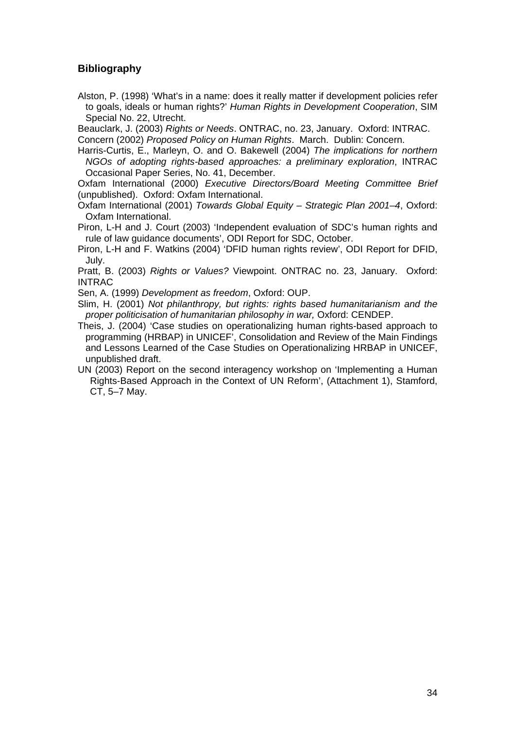## Bibliography

Alston, P. (1998) 'What's in a name: does it really matter if development policies refer to goals, ideals or human rights?' *Human Rights in Development Cooperation*, SIM Special No. 22, Utrecht.

Beauclark, J. (2003) *Rights or Needs*. ONTRAC, no. 23, January. Oxford: INTRAC.

Concern (2002) *Proposed Policy on Human Rights*. March. Dublin: Concern.

Harris-Curtis, E., Marleyn, O. and O. Bakewell (2004) *The implications for northern NGOs of adopting rights-based approaches: a preliminary exploration*, INTRAC Occasional Paper Series, No. 41, December.

Oxfam International (2000) *Executive Directors/Board Meeting Committee Brief* (unpublished). Oxford: Oxfam International.

Oxfam International (2001) *Towards Global Equity – Strategic Plan 2001–4*, Oxford: Oxfam International.

Piron, L-H and J. Court (2003) 'Independent evaluation of SDC's human rights and rule of law guidance documents', ODI Report for SDC, October.

Piron, L-H and F. Watkins (2004) 'DFID human rights review', ODI Report for DFID, July.

Pratt, B. (2003) *Rights or Values?* Viewpoint. ONTRAC no. 23, January. Oxford: INTRAC

Sen, A. (1999) *Development as freedom*, Oxford: OUP.

Slim, H. (2001) *Not philanthropy, but rights: rights based humanitarianism and the proper politicisation of humanitarian philosophy in war,* Oxford: CENDEP.

Theis, J. (2004) 'Case studies on operationalizing human rights-based approach to programming (HRBAP) in UNICEF', Consolidation and Review of the Main Findings and Lessons Learned of the Case Studies on Operationalizing HRBAP in UNICEF, unpublished draft.

UN (2003) Report on the second interagency workshop on 'Implementing a Human Rights-Based Approach in the Context of UN Reform', (Attachment 1), Stamford, CT, 5–7 May.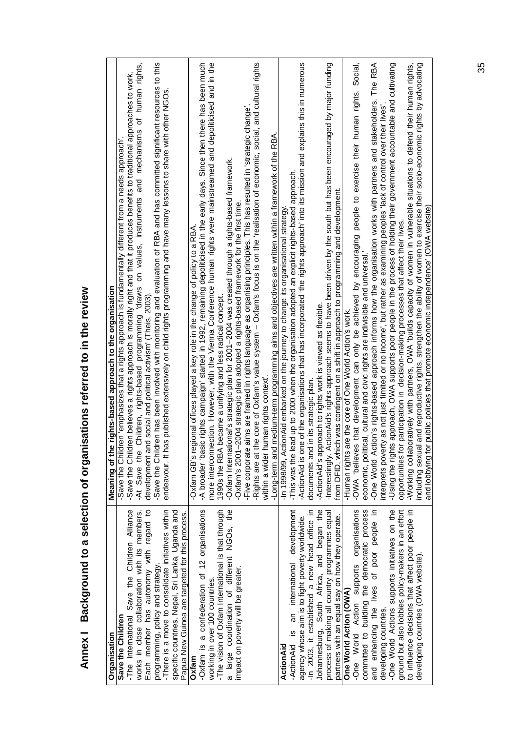# Annex I Background to a selection of organisations referred to in the review

| Organisation | Meaning of the rights-based approach to the organisation |
|---|---|
| **Save the Children**<br>-The International Save the Children Alliance works in close collaboration with its members. Each member has autonomy with regard to programming, policy and strategy.<br>-There is a move to consolidate initiatives within specific countries. Nepal, Sri Lanka, Uganda and Papua New Guinea are targeted for this process. | -Save the Children 'emphasizes that a rights approach is fundamentally different from a needs approach'.<br>-Save the Children believes a rights approach is morally right and that it produces benefits to traditional approaches to work.<br>-At Save the Children, rights-based programming 'draws on values, instruments and mechanisms of human rights, development and social and political activism' (Theis, 2003).<br>-Save the Children has been involved with monitoring and evaluation of RBA and has committed significant resources to this endeavour. It has published extensively on child rights programming and have many lessons to share with other NGOs. |
| **Oxfam**<br>-Oxfam is a confederation of 12 organisations working in over 100 countries.<br>-The vision of Oxfam International is that through a large coordination of different NGOs, the impact on poverty will be greater. | -Oxfam GB's regional offices played a key role in the change of policy to a RBA.<br>-A broader 'basic rights campaign' started in 1992, remaining depoliticised in the early days. Since then there has been much more interconnection. However, with the Vienna Conference human rights were mainstreamed and depoliticised and in the 1990s the RBA became a unifying and less radical concept.<br>-Oxfam International's strategic plan for 2001–2004 was created through a rights-based framework.<br>-Oxfam's 2001–2004 strategic plan adopted a rights-based framework for the first time.<br>-Five corporate aims are framed in rights language as organising principles. This has resulted in 'strategic change'.<br>-Rights are at the core of Oxfam's value system – Oxfam's focus is on the 'realisation of economic, social, and cultural rights within a wider human rights context'.<br>-Long-term and medium-term programming aims and objectives are written within a framework of the RBA. |
| **ActionAid**<br>-ActionAid is an international development agency whose aim is to fight poverty worldwide.<br>-In 2003, it established a new head office in Johannesburg, South Africa, and began the process of making all country programmes equal partners with an equal say on how they operate. | -In 1998/99, ActionAid embarked on the journey to change its organisational strategy.<br>-This was the lead up to 2000 when the organisation adopted an explicit rights-based approach.<br>-ActionAid is one of the organisations that has incorporated 'the rights approach' into its mission and explains this in numerous documents and in its strategic plan.<br>-ActionAid's approach to rights work is viewed as flexible.<br>-Interestingly, ActionAid's rights approach seems to have been driven by the south but has been encouraged by major funding from DFID, which was contingent on a shift in approach to programming and development. |
| **One World Action (OWA)**<br>-One World Action supports organisations committed to building the democratic process and enhancing the lives of poor people in developing countries.<br>-One World Actions supports initiatives on the ground but also lobbies policy-makers in an effort to influence decisions that affect poor people in developing countries (OWA website). | -Human rights are the core of One World Action's work.<br>-OWA 'believes that development can only be achieved by encouraging people to exercise their human rights. Social, economic, political, cultural and civic rights are indivisible and universal.'<br>-One World Action's rights-based approach informs how the organisation works with partners and stakeholders. The RBA interprets poverty as not just 'limited or no income', but rather as examining peoples 'lack of control over their lives'.<br>-Using the rights approach, OWA supports poor people in the process of holding their government accountable and cultivating opportunities for participation in decision-making processes that affect their lives.<br>-Working collaboratively with partners, OWA 'builds capacity of women in vulnerable situations to defend their human rights, including sexual and reproductive rights, strengthen the ability of women to exercise their socio-economic rights by advocating and lobbying for public policies that promote economic independence' (OWA website) |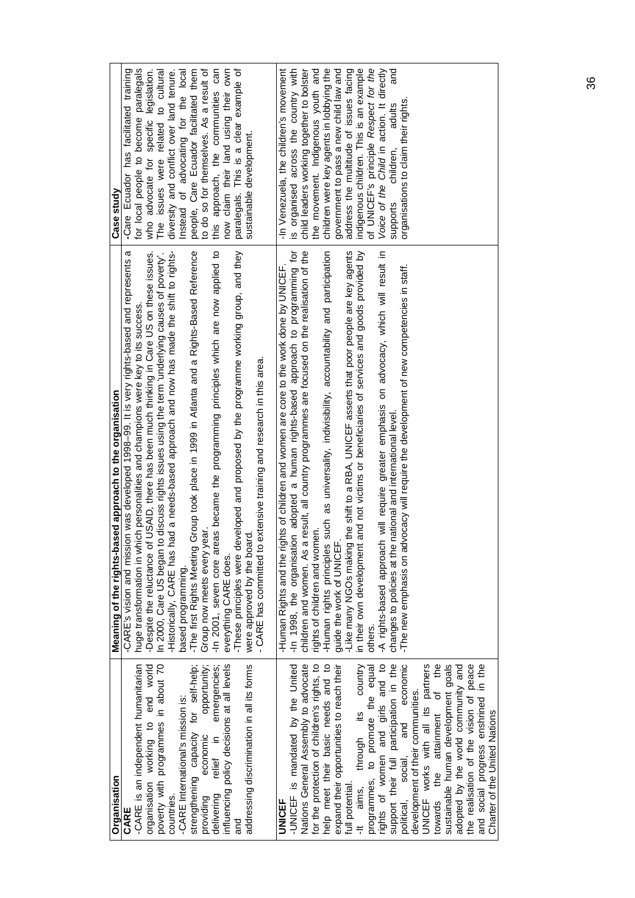| Organisation | Meaning of the rights-based approach to the organisation | Case study |
|---|---|---|
| **CARE**<br>-CARE is an independent humanitarian organisation working to end world poverty with programmes in about 70 countries.<br>-CARE International's mission is: strengthening capacity for self-help; providing economic opportunity; delivering relief in emergencies; influencing policy decisions at all levels and addressing discrimination in all its forms | -CARE's vision and mission was developed 1998–99. It is very rights-based and represents a huge transformation in which personalities and champions were key to its success.<br>-Despite the reluctance of USAID, there has been much thinking in Care US on these issues. In 2000, Care US began to discuss rights issues using the term 'underlying causes of poverty'.<br>-Historically, CARE has had a needs-based approach and now has made the shift to rights-based programming.<br>-The first Rights Meeting Group took place in 1999 in Atlanta and a Rights-Based Reference Group now meets every year.<br>-In 2001, seven core areas became the programming principles which are now applied to everything CARE does.<br>-These principles were developed and proposed by the programme working group, and they were approved by the board.<br>- CARE has committed to extensive training and research in this area. | -Care Ecuador has facilitated training for local people to become paralegals who advocate for specific legislation. The issues were related to cultural diversity and conflict over land tenure. Instead of advocating for the local people, Care Ecuador facilitated them to do so for themselves. As a result of this approach, the communities can now claim their land using their own paralegals. This is a clear example of sustainable development. |
| **UNICEF**<br>-UNICEF is mandated by the United Nations General Assembly to advocate for the protection of children's rights, to help meet their basic needs and to expand their opportunities to reach their full potential.<br>-It aims, through its country programmes, to promote the equal rights of women and girls and to support their full participation in the political, social, and economic development of their communities.<br>UNICEF works with all its partners towards the attainment of the sustainable human development goals adopted by the world community and the realisation of the vision of peace and social progress enshrined in the Charter of the United Nations | -Human Rights and the rights of children and women are core to the work done by UNICEF.<br>-In 1998, the organisation adopted a human rights-based approach to programming for children and women. As a result, all country programmes are focused on the realisation of the rights of children and women.<br>-Human rights principles such as universality, indivisibility, accountability and participation guide the work of UNICEF.<br>-Like many NGOs making the shift to a RBA, UNICEF asserts that poor people are key agents in their own development and not victims or beneficiaries of services and goods provided by others.<br>-A rights-based approach will require greater emphasis on advocacy, which will result in changes to policies at the national and international level.<br>-The new emphasis on advocacy will require the development of new competencies in staff. | -In Venezuela, the children's movement is organised across the country with child leaders working together to bolster the movement. Indigenous youth and children were key agents in lobbying the government to pass a new child law and address the multitude of issues facing indigenous children. This is an example of UNICEF's principle *Respect for the Voice of the Child* in action. It directly supports children, adults and organisations to claim their rights. |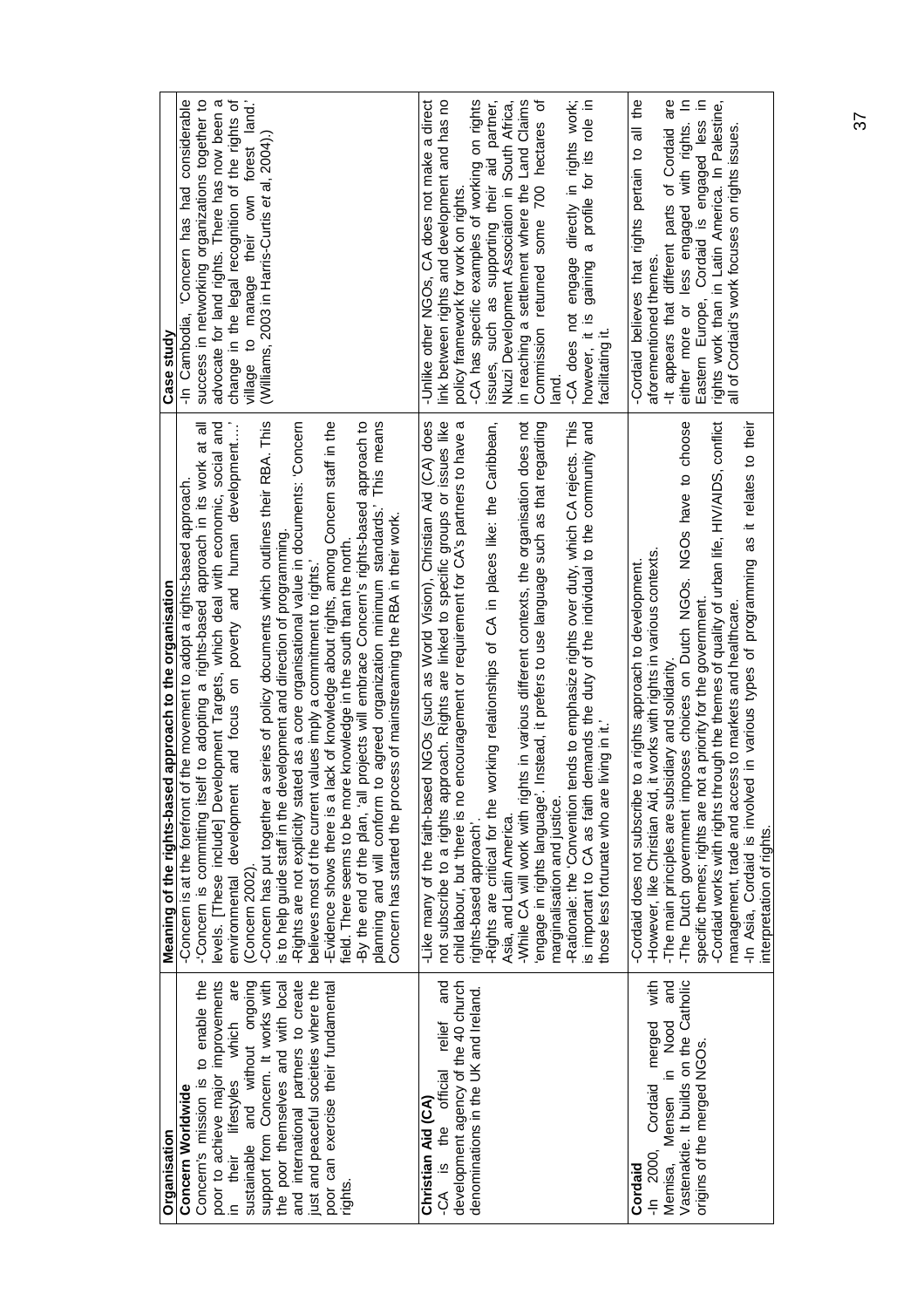| Organisation | Meaning of the rights-based approach to the organisation | Case study |
|---|---|---|
| **Concern Worldwide**<br>Concern's mission is to enable the poor to achieve major improvements in their lifestyles which are sustainable and without ongoing support from Concern. It works with the poor themselves and with local and international partners to create just and peaceful societies where the poor can exercise their fundamental rights. | -Concern is at the forefront of the movement to adopt a rights-based approach.<br>-'Concern is committing itself to adopting a rights-based approach in its work at all levels. [These include] Development Targets, which deal with economic, social and environmental development and focus on poverty and human development…' (Concern 2002).<br>-Concern has put together a series of policy documents which outlines their RBA. This is to help guide staff in the development and direction of programming.<br>-Rights are not explicitly stated as a core organisational value in documents: 'Concern believes most of the current values imply a commitment to rights.'<br>-Evidence shows there is a lack of knowledge about rights, among Concern staff in the field. There seems to be more knowledge in the south than the north.<br>-By the end of the plan, 'all projects will embrace Concern's rights-based approach to planning and will conform to agreed organization minimum standards.' This means Concern has started the process of mainstreaming the RBA in their work. | -In Cambodia, 'Concern has had considerable success in networking organizations together to advocate for land rights. There has now been a change in the legal recognition of the rights of village to manage their own forest land.' (Williams, 2003 in Harris-Curtis *et* al, 2004).) |
| **Christian Aid (CA)**<br>-CA is the official relief and development agency of the 40 church denominations in the UK and Ireland. | -Like many of the faith-based NGOs (such as World Vision), Christian Aid (CA) does not subscribe to a rights approach. Rights are linked to specific groups or issues like child labour, but 'there is no encouragement or requirement for CA's partners to have a rights-based approach'.<br>-Rights are critical for the working relationships of CA in places like: the Caribbean, Asia, and Latin America.<br>-While CA will work with rights in various different contexts, the organisation does not 'engage in rights language'. Instead, it prefers to use language such as that regarding marginalisation and justice.<br>-Rationale: the 'Convention tends to emphasize rights over duty, which CA rejects. This is important to CA as faith demands the duty of the individual to the community and those less fortunate who are living in it.' | -Unlike other NGOs, CA does not make a direct link between rights and development and has no policy framework for work on rights.<br>-CA has specific examples of working on rights issues, such as supporting their aid partner, Nkuzi Development Association in South Africa, in reaching a settlement where the Land Claims Commission returned some 700 hectares of land.<br>-CA does not engage directly in rights work; however, it is gaining a profile for its role in facilitating it. |
| **Cordaid**<br>-In 2000, Cordaid merged with Memisa, Mensen in Nood and Vastenaktie. It builds on the Catholic origins of the merged NGOs. | -Cordaid does not subscribe to a rights approach to development.<br>-However, like Christian Aid, it works with rights in various contexts.<br>-The main principles are subsidiary and solidarity.<br>-The Dutch government imposes choices on Dutch NGOs. NGOs have to choose specific themes; rights are not a priority for the government.<br>-Cordaid works with rights through the themes of quality of urban life, HIV/AIDS, conflict management, trade and access to markets and healthcare.<br>-In Asia, Cordaid is involved in various types of programming as it relates to their interpretation of rights. | -Cordaid believes that rights pertain to all the aforementioned themes.<br>-It appears that different parts of Cordaid are either more or less engaged with rights. In Eastern Europe, Cordaid is engaged less in rights work than in Latin America. In Palestine, all of Cordaid's work focuses on rights issues. |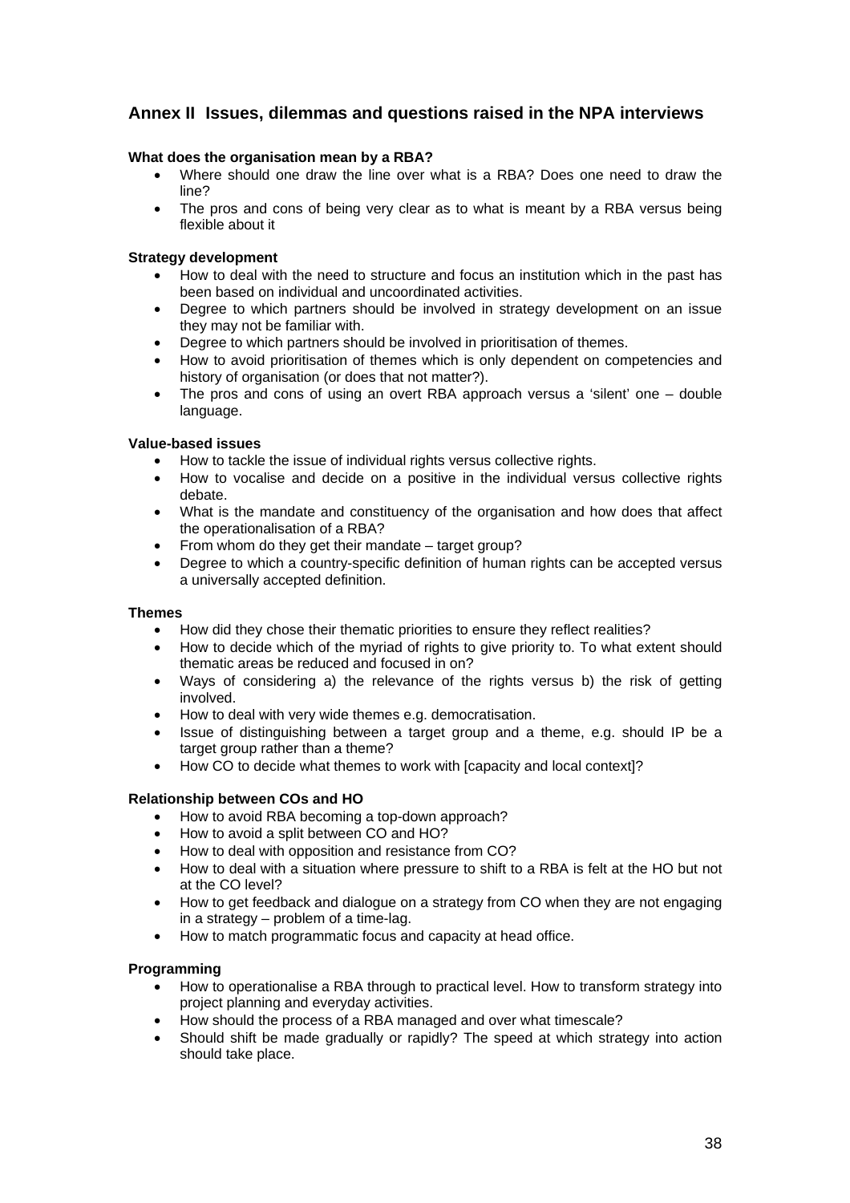## Annex II Issues, dilemmas and questions raised in the NPA interviews

**What does the organisation mean by a RBA?**

- Where should one draw the line over what is a RBA? Does one need to draw the line?
- The pros and cons of being very clear as to what is meant by a RBA versus being flexible about it

**Strategy development**

- How to deal with the need to structure and focus an institution which in the past has been based on individual and uncoordinated activities.
- Degree to which partners should be involved in strategy development on an issue they may not be familiar with.
- Degree to which partners should be involved in prioritisation of themes.
- How to avoid prioritisation of themes which is only dependent on competencies and history of organisation (or does that not matter?).
- The pros and cons of using an overt RBA approach versus a 'silent' one – double language.

**Value-based issues**

- How to tackle the issue of individual rights versus collective rights.
- How to vocalise and decide on a positive in the individual versus collective rights debate.
- What is the mandate and constituency of the organisation and how does that affect the operationalisation of a RBA?
- From whom do they get their mandate – target group?
- Degree to which a country-specific definition of human rights can be accepted versus a universally accepted definition.

**Themes**

- How did they chose their thematic priorities to ensure they reflect realities?
- How to decide which of the myriad of rights to give priority to. To what extent should thematic areas be reduced and focused in on?
- Ways of considering a) the relevance of the rights versus b) the risk of getting involved.
- How to deal with very wide themes e.g. democratisation.
- Issue of distinguishing between a target group and a theme, e.g. should IP be a target group rather than a theme?
- How CO to decide what themes to work with [capacity and local context]?

**Relationship between COs and HO**

- How to avoid RBA becoming a top-down approach?
- How to avoid a split between CO and HO?
- How to deal with opposition and resistance from CO?
- How to deal with a situation where pressure to shift to a RBA is felt at the HO but not at the CO level?
- How to get feedback and dialogue on a strategy from CO when they are not engaging in a strategy – problem of a time-lag.
- How to match programmatic focus and capacity at head office.

**Programming**

- How to operationalise a RBA through to practical level. How to transform strategy into project planning and everyday activities.
- How should the process of a RBA managed and over what timescale?
- Should shift be made gradually or rapidly? The speed at which strategy into action should take place.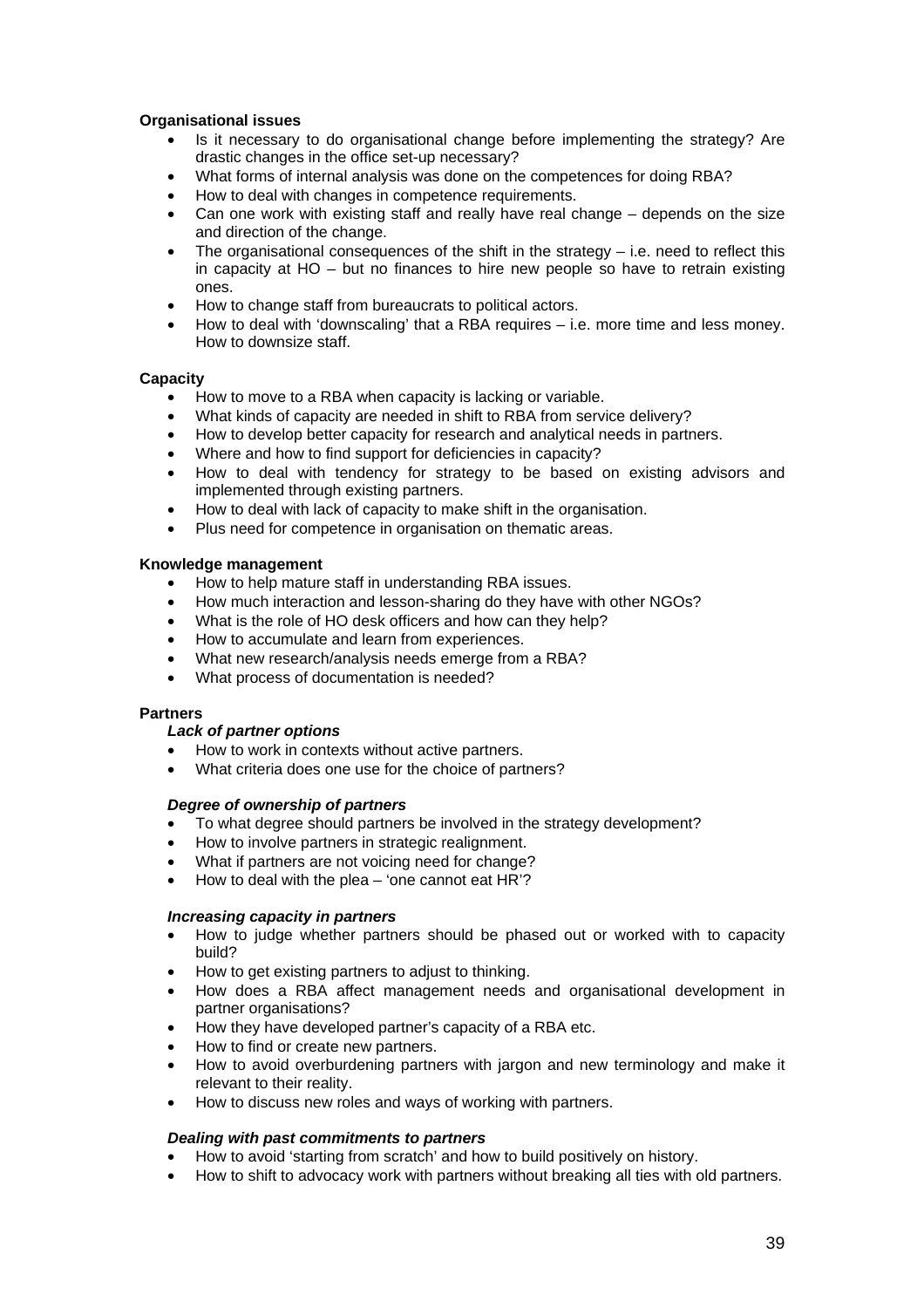**Organisational issues**

- Is it necessary to do organisational change before implementing the strategy? Are drastic changes in the office set-up necessary?
- What forms of internal analysis was done on the competences for doing RBA?
- How to deal with changes in competence requirements.
- Can one work with existing staff and really have real change – depends on the size and direction of the change.
- The organisational consequences of the shift in the strategy – i.e. need to reflect this in capacity at HO – but no finances to hire new people so have to retrain existing ones.
- How to change staff from bureaucrats to political actors.
- How to deal with 'downscaling' that a RBA requires – i.e. more time and less money. How to downsize staff.

**Capacity**

- How to move to a RBA when capacity is lacking or variable.
- What kinds of capacity are needed in shift to RBA from service delivery?
- How to develop better capacity for research and analytical needs in partners.
- Where and how to find support for deficiencies in capacity?
- How to deal with tendency for strategy to be based on existing advisors and implemented through existing partners.
- How to deal with lack of capacity to make shift in the organisation.
- Plus need for competence in organisation on thematic areas.

**Knowledge management**

- How to help mature staff in understanding RBA issues.
- How much interaction and lesson-sharing do they have with other NGOs?
- What is the role of HO desk officers and how can they help?
- How to accumulate and learn from experiences.
- What new research/analysis needs emerge from a RBA?
- What process of documentation is needed?

**Partners**

***Lack of partner options***

- How to work in contexts without active partners.
- What criteria does one use for the choice of partners?

***Degree of ownership of partners***

- To what degree should partners be involved in the strategy development?
- How to involve partners in strategic realignment.
- What if partners are not voicing need for change?
- How to deal with the plea – 'one cannot eat HR'?

***Increasing capacity in partners***

- How to judge whether partners should be phased out or worked with to capacity build?
- How to get existing partners to adjust to thinking.
- How does a RBA affect management needs and organisational development in partner organisations?
- How they have developed partner's capacity of a RBA etc.
- How to find or create new partners.
- How to avoid overburdening partners with jargon and new terminology and make it relevant to their reality.
- How to discuss new roles and ways of working with partners.

***Dealing with past commitments to partners***

- How to avoid 'starting from scratch' and how to build positively on history.
- How to shift to advocacy work with partners without breaking all ties with old partners.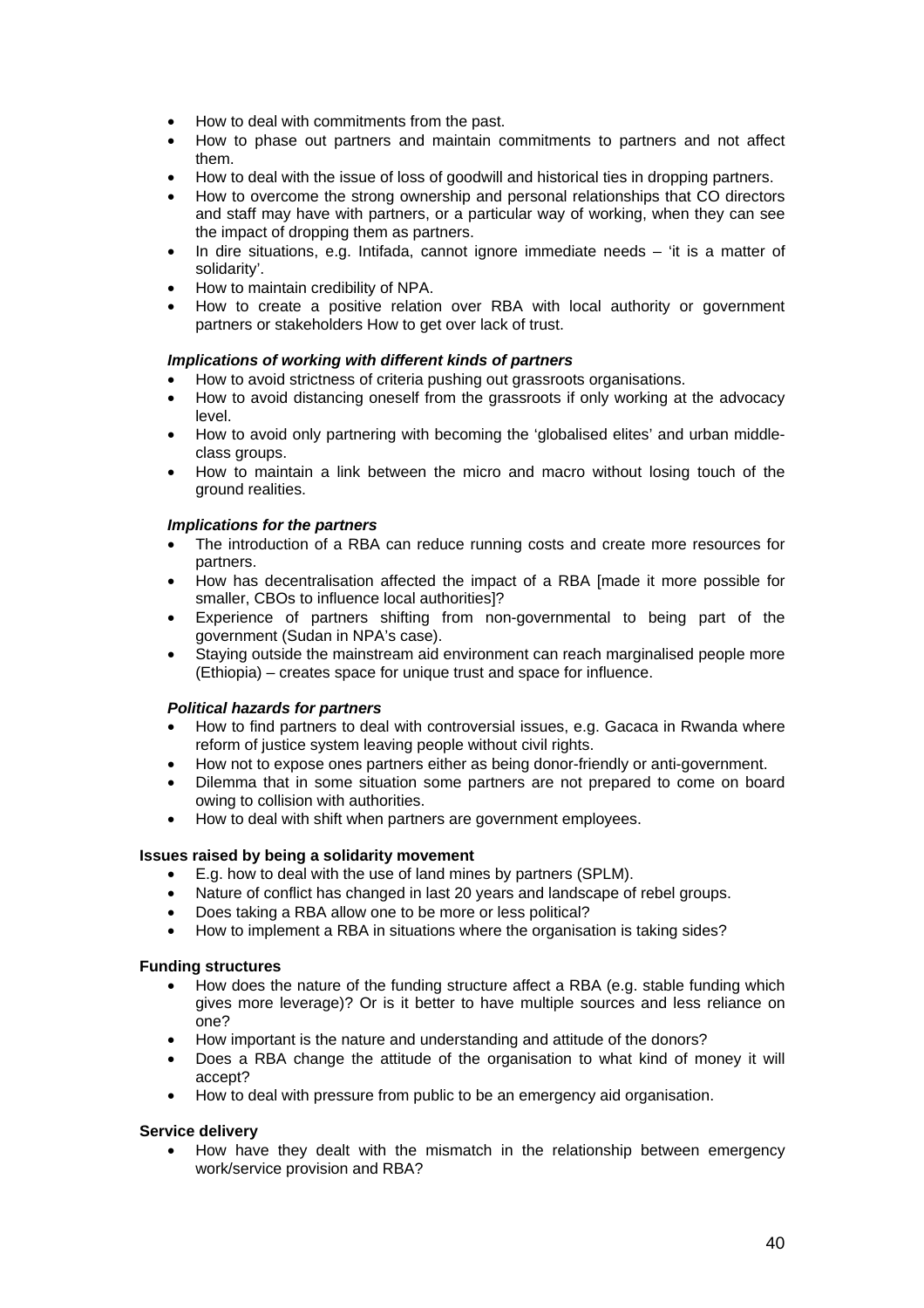- How to deal with commitments from the past.
- How to phase out partners and maintain commitments to partners and not affect them.
- How to deal with the issue of loss of goodwill and historical ties in dropping partners.
- How to overcome the strong ownership and personal relationships that CO directors and staff may have with partners, or a particular way of working, when they can see the impact of dropping them as partners.
- In dire situations, e.g. Intifada, cannot ignore immediate needs – 'it is a matter of solidarity'.
- How to maintain credibility of NPA.
- How to create a positive relation over RBA with local authority or government partners or stakeholders How to get over lack of trust.

***Implications of working with different kinds of partners***

- How to avoid strictness of criteria pushing out grassroots organisations.
- How to avoid distancing oneself from the grassroots if only working at the advocacy level.
- How to avoid only partnering with becoming the 'globalised elites' and urban middle-class groups.
- How to maintain a link between the micro and macro without losing touch of the ground realities.

***Implications for the partners***

- The introduction of a RBA can reduce running costs and create more resources for partners.
- How has decentralisation affected the impact of a RBA [made it more possible for smaller, CBOs to influence local authorities]?
- Experience of partners shifting from non-governmental to being part of the government (Sudan in NPA's case).
- Staying outside the mainstream aid environment can reach marginalised people more (Ethiopia) – creates space for unique trust and space for influence.

***Political hazards for partners***

- How to find partners to deal with controversial issues, e.g. Gacaca in Rwanda where reform of justice system leaving people without civil rights.
- How not to expose ones partners either as being donor-friendly or anti-government.
- Dilemma that in some situation some partners are not prepared to come on board owing to collision with authorities.
- How to deal with shift when partners are government employees.

**Issues raised by being a solidarity movement**

- E.g. how to deal with the use of land mines by partners (SPLM).
- Nature of conflict has changed in last 20 years and landscape of rebel groups.
- Does taking a RBA allow one to be more or less political?
- How to implement a RBA in situations where the organisation is taking sides?

**Funding structures**

- How does the nature of the funding structure affect a RBA (e.g. stable funding which gives more leverage)? Or is it better to have multiple sources and less reliance on one?
- How important is the nature and understanding and attitude of the donors?
- Does a RBA change the attitude of the organisation to what kind of money it will accept?
- How to deal with pressure from public to be an emergency aid organisation.

**Service delivery**

- How have they dealt with the mismatch in the relationship between emergency work/service provision and RBA?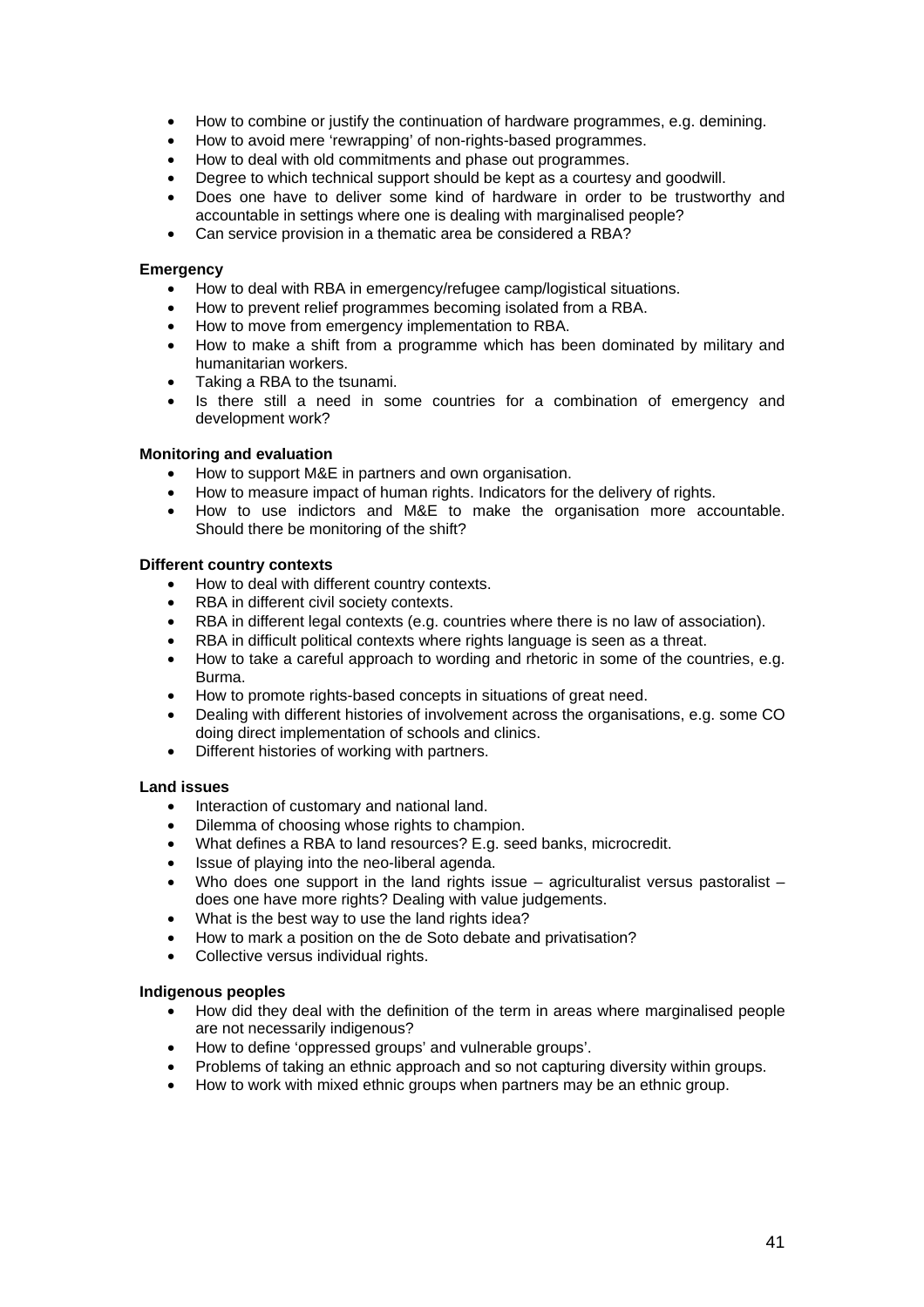- How to combine or justify the continuation of hardware programmes, e.g. demining.
- How to avoid mere 'rewrapping' of non-rights-based programmes.
- How to deal with old commitments and phase out programmes.
- Degree to which technical support should be kept as a courtesy and goodwill.
- Does one have to deliver some kind of hardware in order to be trustworthy and accountable in settings where one is dealing with marginalised people?
- Can service provision in a thematic area be considered a RBA?

**Emergency**

- How to deal with RBA in emergency/refugee camp/logistical situations.
- How to prevent relief programmes becoming isolated from a RBA.
- How to move from emergency implementation to RBA.
- How to make a shift from a programme which has been dominated by military and humanitarian workers.
- Taking a RBA to the tsunami.
- Is there still a need in some countries for a combination of emergency and development work?

**Monitoring and evaluation**

- How to support M&E in partners and own organisation.
- How to measure impact of human rights. Indicators for the delivery of rights.
- How to use indictors and M&E to make the organisation more accountable. Should there be monitoring of the shift?

**Different country contexts**

- How to deal with different country contexts.
- RBA in different civil society contexts.
- RBA in different legal contexts (e.g. countries where there is no law of association).
- RBA in difficult political contexts where rights language is seen as a threat.
- How to take a careful approach to wording and rhetoric in some of the countries, e.g. Burma.
- How to promote rights-based concepts in situations of great need.
- Dealing with different histories of involvement across the organisations, e.g. some CO doing direct implementation of schools and clinics.
- Different histories of working with partners.

**Land issues**

- Interaction of customary and national land.
- Dilemma of choosing whose rights to champion.
- What defines a RBA to land resources? E.g. seed banks, microcredit.
- Issue of playing into the neo-liberal agenda.
- Who does one support in the land rights issue – agriculturalist versus pastoralist – does one have more rights? Dealing with value judgements.
- What is the best way to use the land rights idea?
- How to mark a position on the de Soto debate and privatisation?
- Collective versus individual rights.

**Indigenous peoples**

- How did they deal with the definition of the term in areas where marginalised people are not necessarily indigenous?
- How to define 'oppressed groups' and vulnerable groups'.
- Problems of taking an ethnic approach and so not capturing diversity within groups.
- How to work with mixed ethnic groups when partners may be an ethnic group.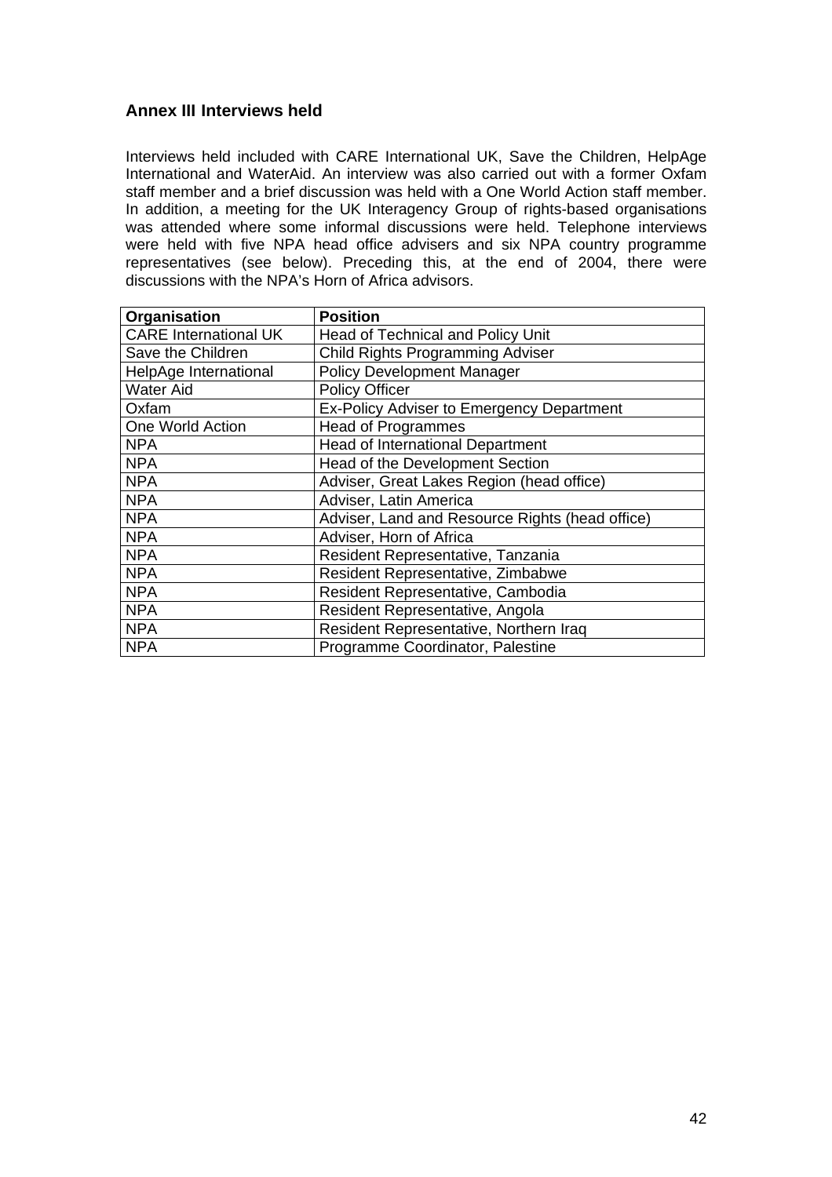## Annex III Interviews held

Interviews held included with CARE International UK, Save the Children, HelpAge International and WaterAid. An interview was also carried out with a former Oxfam staff member and a brief discussion was held with a One World Action staff member. In addition, a meeting for the UK Interagency Group of rights-based organisations was attended where some informal discussions were held. Telephone interviews were held with five NPA head office advisers and six NPA country programme representatives (see below). Preceding this, at the end of 2004, there were discussions with the NPA's Horn of Africa advisors.

| Organisation | Position |
|---|---|
| CARE International UK | Head of Technical and Policy Unit |
| Save the Children | Child Rights Programming Adviser |
| HelpAge International | Policy Development Manager |
| Water Aid | Policy Officer |
| Oxfam | Ex-Policy Adviser to Emergency Department |
| One World Action | Head of Programmes |
| NPA | Head of International Department |
| NPA | Head of the Development Section |
| NPA | Adviser, Great Lakes Region (head office) |
| NPA | Adviser, Latin America |
| NPA | Adviser, Land and Resource Rights (head office) |
| NPA | Adviser, Horn of Africa |
| NPA | Resident Representative, Tanzania |
| NPA | Resident Representative, Zimbabwe |
| NPA | Resident Representative, Cambodia |
| NPA | Resident Representative, Angola |
| NPA | Resident Representative, Northern Iraq |
| NPA | Programme Coordinator, Palestine |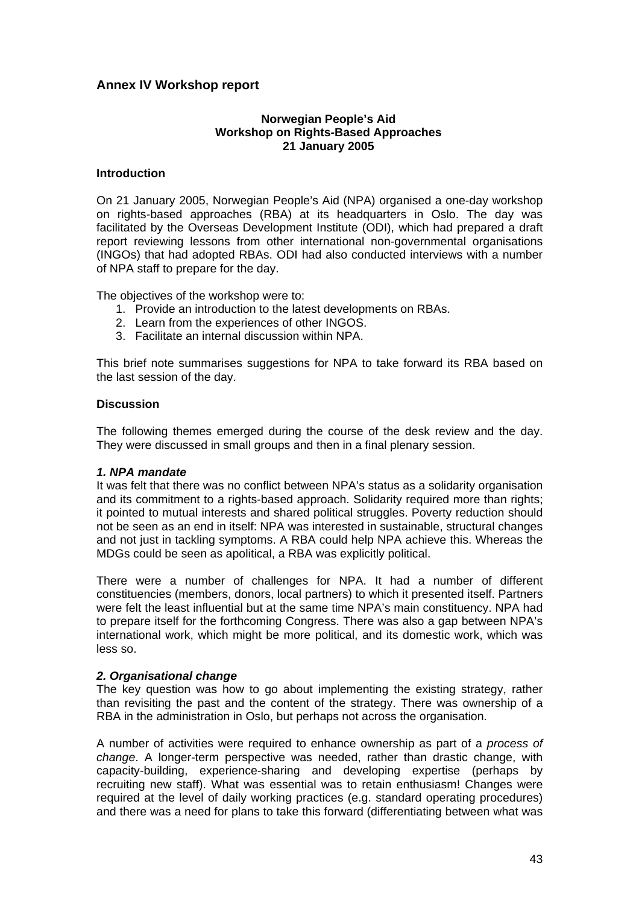## Annex IV Workshop report

**Norwegian People's Aid**
**Workshop on Rights-Based Approaches**
**21 January 2005**

### Introduction

On 21 January 2005, Norwegian People's Aid (NPA) organised a one-day workshop on rights-based approaches (RBA) at its headquarters in Oslo. The day was facilitated by the Overseas Development Institute (ODI), which had prepared a draft report reviewing lessons from other international non-governmental organisations (INGOs) that had adopted RBAs. ODI had also conducted interviews with a number of NPA staff to prepare for the day.

The objectives of the workshop were to:

1. Provide an introduction to the latest developments on RBAs.
2. Learn from the experiences of other INGOS.
3. Facilitate an internal discussion within NPA.

This brief note summarises suggestions for NPA to take forward its RBA based on the last session of the day.

### Discussion

The following themes emerged during the course of the desk review and the day. They were discussed in small groups and then in a final plenary session.

***1. NPA mandate***

It was felt that there was no conflict between NPA's status as a solidarity organisation and its commitment to a rights-based approach. Solidarity required more than rights; it pointed to mutual interests and shared political struggles. Poverty reduction should not be seen as an end in itself: NPA was interested in sustainable, structural changes and not just in tackling symptoms. A RBA could help NPA achieve this. Whereas the MDGs could be seen as apolitical, a RBA was explicitly political.

There were a number of challenges for NPA. It had a number of different constituencies (members, donors, local partners) to which it presented itself. Partners were felt the least influential but at the same time NPA's main constituency. NPA had to prepare itself for the forthcoming Congress. There was also a gap between NPA's international work, which might be more political, and its domestic work, which was less so.

***2. Organisational change***

The key question was how to go about implementing the existing strategy, rather than revisiting the past and the content of the strategy. There was ownership of a RBA in the administration in Oslo, but perhaps not across the organisation.

A number of activities were required to enhance ownership as part of a *process of change*. A longer-term perspective was needed, rather than drastic change, with capacity-building, experience-sharing and developing expertise (perhaps by recruiting new staff). What was essential was to retain enthusiasm! Changes were required at the level of daily working practices (e.g. standard operating procedures) and there was a need for plans to take this forward (differentiating between what was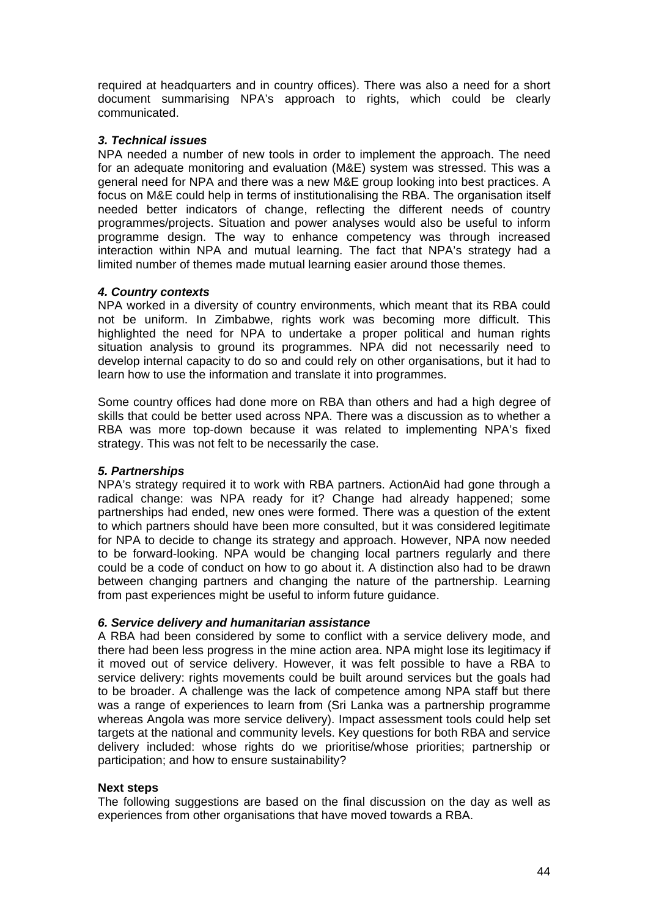required at headquarters and in country offices). There was also a need for a short document summarising NPA's approach to rights, which could be clearly communicated.

***3. Technical issues***

NPA needed a number of new tools in order to implement the approach. The need for an adequate monitoring and evaluation (M&E) system was stressed. This was a general need for NPA and there was a new M&E group looking into best practices. A focus on M&E could help in terms of institutionalising the RBA. The organisation itself needed better indicators of change, reflecting the different needs of country programmes/projects. Situation and power analyses would also be useful to inform programme design. The way to enhance competency was through increased interaction within NPA and mutual learning. The fact that NPA's strategy had a limited number of themes made mutual learning easier around those themes.

***4. Country contexts***

NPA worked in a diversity of country environments, which meant that its RBA could not be uniform. In Zimbabwe, rights work was becoming more difficult. This highlighted the need for NPA to undertake a proper political and human rights situation analysis to ground its programmes. NPA did not necessarily need to develop internal capacity to do so and could rely on other organisations, but it had to learn how to use the information and translate it into programmes.

Some country offices had done more on RBA than others and had a high degree of skills that could be better used across NPA. There was a discussion as to whether a RBA was more top-down because it was related to implementing NPA's fixed strategy. This was not felt to be necessarily the case.

***5. Partnerships***

NPA's strategy required it to work with RBA partners. ActionAid had gone through a radical change: was NPA ready for it? Change had already happened; some partnerships had ended, new ones were formed. There was a question of the extent to which partners should have been more consulted, but it was considered legitimate for NPA to decide to change its strategy and approach. However, NPA now needed to be forward-looking. NPA would be changing local partners regularly and there could be a code of conduct on how to go about it. A distinction also had to be drawn between changing partners and changing the nature of the partnership. Learning from past experiences might be useful to inform future guidance.

***6. Service delivery and humanitarian assistance***

A RBA had been considered by some to conflict with a service delivery mode, and there had been less progress in the mine action area. NPA might lose its legitimacy if it moved out of service delivery. However, it was felt possible to have a RBA to service delivery: rights movements could be built around services but the goals had to be broader. A challenge was the lack of competence among NPA staff but there was a range of experiences to learn from (Sri Lanka was a partnership programme whereas Angola was more service delivery). Impact assessment tools could help set targets at the national and community levels. Key questions for both RBA and service delivery included: whose rights do we prioritise/whose priorities; partnership or participation; and how to ensure sustainability?

**Next steps**

The following suggestions are based on the final discussion on the day as well as experiences from other organisations that have moved towards a RBA.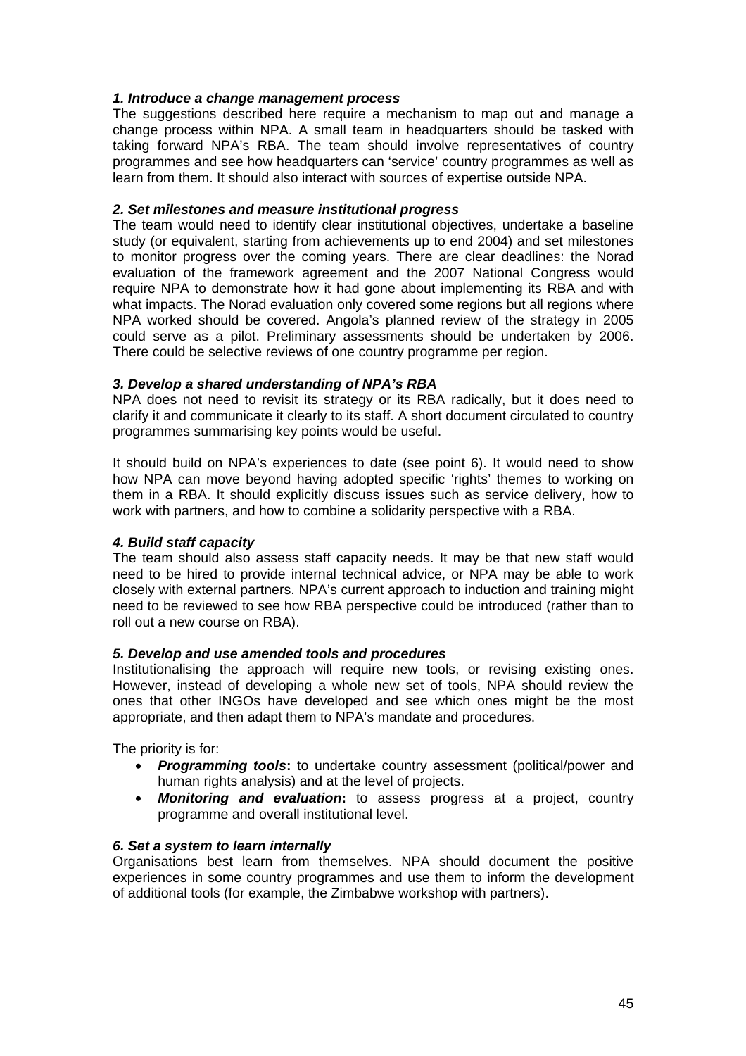***1. Introduce a change management process***

The suggestions described here require a mechanism to map out and manage a change process within NPA. A small team in headquarters should be tasked with taking forward NPA's RBA. The team should involve representatives of country programmes and see how headquarters can 'service' country programmes as well as learn from them. It should also interact with sources of expertise outside NPA.

***2. Set milestones and measure institutional progress***

The team would need to identify clear institutional objectives, undertake a baseline study (or equivalent, starting from achievements up to end 2004) and set milestones to monitor progress over the coming years. There are clear deadlines: the Norad evaluation of the framework agreement and the 2007 National Congress would require NPA to demonstrate how it had gone about implementing its RBA and with what impacts. The Norad evaluation only covered some regions but all regions where NPA worked should be covered. Angola's planned review of the strategy in 2005 could serve as a pilot. Preliminary assessments should be undertaken by 2006. There could be selective reviews of one country programme per region.

***3. Develop a shared understanding of NPA's RBA***

NPA does not need to revisit its strategy or its RBA radically, but it does need to clarify it and communicate it clearly to its staff. A short document circulated to country programmes summarising key points would be useful.

It should build on NPA's experiences to date (see point 6). It would need to show how NPA can move beyond having adopted specific 'rights' themes to working on them in a RBA. It should explicitly discuss issues such as service delivery, how to work with partners, and how to combine a solidarity perspective with a RBA.

***4. Build staff capacity***

The team should also assess staff capacity needs. It may be that new staff would need to be hired to provide internal technical advice, or NPA may be able to work closely with external partners. NPA's current approach to induction and training might need to be reviewed to see how RBA perspective could be introduced (rather than to roll out a new course on RBA).

***5. Develop and use amended tools and procedures***

Institutionalising the approach will require new tools, or revising existing ones. However, instead of developing a whole new set of tools, NPA should review the ones that other INGOs have developed and see which ones might be the most appropriate, and then adapt them to NPA's mandate and procedures.

The priority is for:

- ***Programming tools*:** to undertake country assessment (political/power and human rights analysis) and at the level of projects.
- ***Monitoring and evaluation*:** to assess progress at a project, country programme and overall institutional level.

***6. Set a system to learn internally***

Organisations best learn from themselves. NPA should document the positive experiences in some country programmes and use them to inform the development of additional tools (for example, the Zimbabwe workshop with partners).